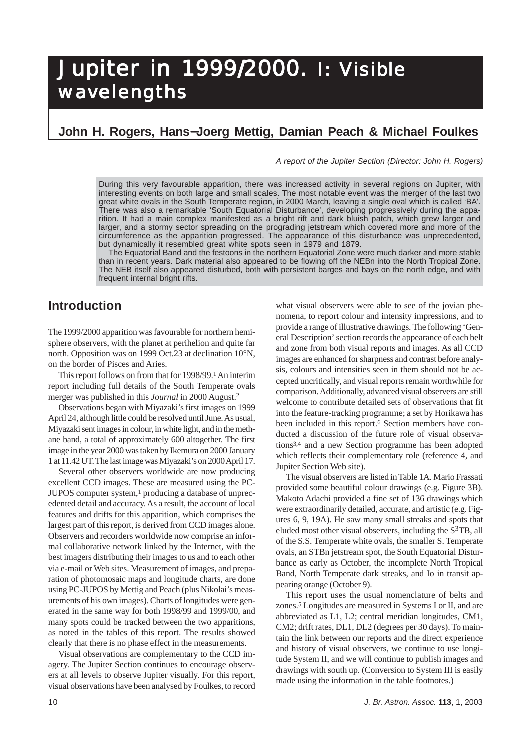# Jupiter in 1999/2000. I: Visible wavelengths

## John H. Rogers, Hans–Joerg Mettig, Damian Peach & Michael Foulkes

*A report of the Jupiter Section (Director: John H. Rogers)*

During this very favourable apparition, there was increased activity in several regions on Jupiter, with interesting events on both large and small scales. The most notable event was the merger of the last two great white ovals in the South Temperate region, in 2000 March, leaving a single oval which is called 'BA'. There was also a remarkable 'South Equatorial Disturbance', developing progressively during the apparition. It had a main complex manifested as a bright rift and dark bluish patch, which grew larger and larger, and a stormy sector spreading on the prograding jetstream which covered more and more of the circumference as the apparition progressed. The appearance of this disturbance was unprecedented, but dynamically it resembled great white spots seen in 1979 and 1879.

The Equatorial Band and the festoons in the northern Equatorial Zone were much darker and more stable than in recent years. Dark material also appeared to be flowing off the NEBn into the North Tropical Zone. The NEB itself also appeared disturbed, both with persistent barges and bays on the north edge, and with frequent internal bright rifts.

## Introduction

The 1999/2000 apparition was favourable for northern hemisphere observers, with the planet at perihelion and quite far north. Opposition was on 1999 Oct.23 at declination 10°N, on the border of Pisces and Aries.

This report follows on from that for 1998/99.[1] An interim report including full details of the South Temperate ovals merger was published in this *Journal* in 2000 August.[2]

Observations began with Miyazaki's first images on 1999 April 24, although little could be resolved until June. As usual, Miyazaki sent images in colour, in white light, and in the methane band, a total of approximately 600 altogether. The first image in the year 2000 was taken by Ikemura on 2000 January 1 at 11.42 UT. The last image was Miyazaki's on 2000 April 17.

Several other observers worldwide are now producing excellent CCD images. These are measured using the PC-JUPOS computer system,[1] producing a database of unprecedented detail and accuracy. As a result, the account of local features and drifts for this apparition, which comprises the largest part of this report, is derived from CCD images alone. Observers and recorders worldwide now comprise an informal collaborative network linked by the Internet, with the best imagers distributing their images to us and to each other via e-mail or Web sites. Measurement of images, and preparation of photomosaic maps and longitude charts, are done using PC-JUPOS by Mettig and Peach (plus Nikolai's measurements of his own images). Charts of longitudes were generated in the same way for both 1998/99 and 1999/00, and many spots could be tracked between the two apparitions, as noted in the tables of this report. The results showed clearly that there is no phase effect in the measurements.

Visual observations are complementary to the CCD imagery. The Jupiter Section continues to encourage observers at all levels to observe Jupiter visually. For this report, visual observations have been analysed by Foulkes, to record what visual observers were able to see of the jovian phenomena, to report colour and intensity impressions, and to provide a range of illustrative drawings. The following 'General Description' section records the appearance of each belt and zone from both visual reports and images. As all CCD images are enhanced for sharpness and contrast before analysis, colours and intensities seen in them should not be accepted uncritically, and visual reports remain worthwhile for comparison. Additionally, advanced visual observers are still welcome to contribute detailed sets of observations that fit into the feature-tracking programme; a set by Horikawa has been included in this report.[6] Section members have conducted a discussion of the future role of visual observations[3,4] and a new Section programme has been adopted which reflects their complementary role (reference 4, and Jupiter Section Web site).

The visual observers are listed in Table 1A. Mario Frassati provided some beautiful colour drawings (e.g. Figure 3B). Makoto Adachi provided a fine set of 136 drawings which were extraordinarily detailed, accurate, and artistic (e.g. Figures 6, 9, 19A). He saw many small streaks and spots that eluded most other visual observers, including the $S^3$TB, all of the S.S. Temperate white ovals, the smaller S. Temperate ovals, an STBn jetstream spot, the South Equatorial Disturbance as early as October, the incomplete North Tropical Band, North Temperate dark streaks, and Io in transit appearing orange (October 9).

This report uses the usual nomenclature of belts and zones.[5] Longitudes are measured in Systems I or II, and are abbreviated as L1, L2; central meridian longitudes, CM1, CM2; drift rates, DL1, DL2 (degrees per 30 days). To maintain the link between our reports and the direct experience and history of visual observers, we continue to use longitude System II, and we will continue to publish images and drawings with south up. (Conversion to System III is easily made using the information in the table footnotes.)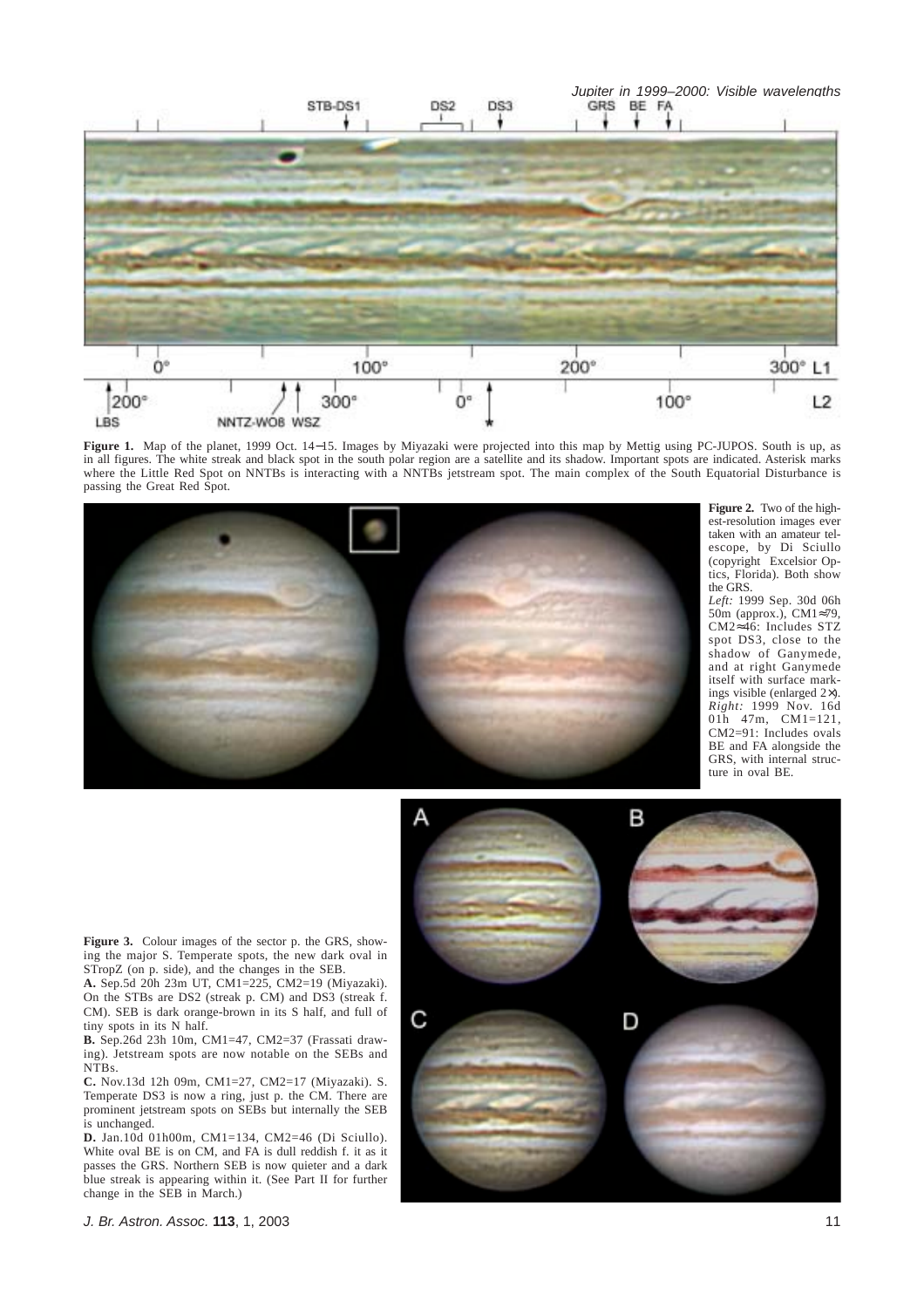**Figure 1.** Map of the planet, 1999 Oct. 14–15. Images by Miyazaki were projected into this map by Mettig using PC-JUPOS. South is up, as in all figures. The white streak and black spot in the south polar region are a satellite and its shadow. Important spots are indicated. Asterisk marks where the Little Red Spot on NNTBs is interacting with a NNTBs jetstream spot. The main complex of the South Equatorial Disturbance is passing the Great Red Spot.

**Figure 2.** Two of the highest-resolution images ever taken with an amateur telescope, by Di Sciullo (copyright Excelsior Optics, Florida). Both show the GRS.
*Left:* 1999 Sep. 30d 06h 50m (approx.), CM1≈79, CM2≈46: Includes STZ spot DS3, close to the shadow of Ganymede, and at right Ganymede itself with surface markings visible (enlarged 2×).
*Right:* 1999 Nov. 16d 01h 47m, CM1=121, CM2=91: Includes ovals BE and FA alongside the GRS, with internal structure in oval BE.

**Figure 3.** Colour images of the sector p. the GRS, showing the major S. Temperate spots, the new dark oval in STropZ (on p. side), and the changes in the SEB.
**A.** Sep.5d 20h 23m UT, CM1=225, CM2=19 (Miyazaki). On the STBs are DS2 (streak p. CM) and DS3 (streak f. CM). SEB is dark orange-brown in its S half, and full of tiny spots in its N half.
**B.** Sep.26d 23h 10m, CM1=47, CM2=37 (Frassati drawing). Jetstream spots are now notable on the SEBs and NTBs.
**C.** Nov.13d 12h 09m, CM1=27, CM2=17 (Miyazaki). S. Temperate DS3 is now a ring, just p. the CM. There are prominent jetstream spots on SEBs but internally the SEB is unchanged.
**D.** Jan.10d 01h00m, CM1=134, CM2=46 (Di Sciullo). White oval BE is on CM, and FA is dull reddish f. it as it passes the GRS. Northern SEB is now quieter and a dark blue streak is appearing within it. (See Part II for further change in the SEB in March.)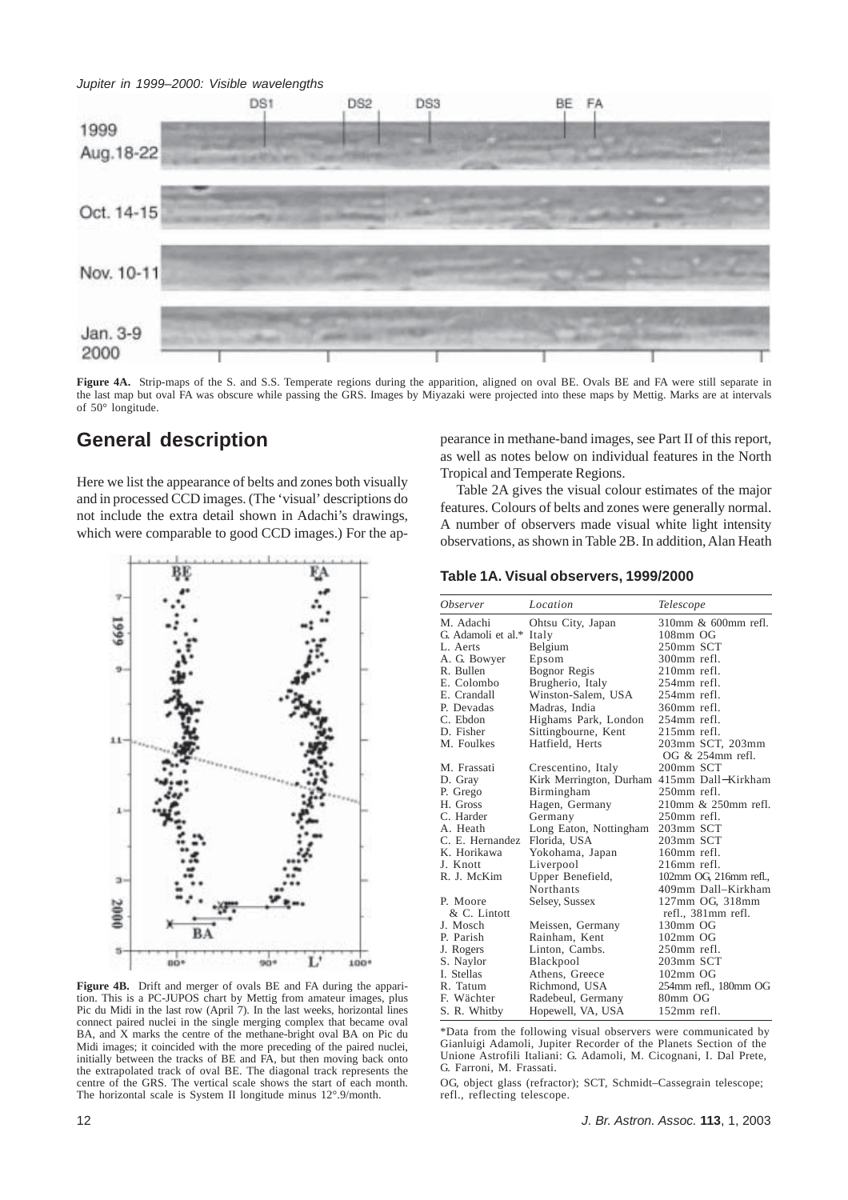**Figure 4A.** Strip-maps of the S. and S.S. Temperate regions during the apparition, aligned on oval BE. Ovals BE and FA were still separate in the last map but oval FA was obscure while passing the GRS. Images by Miyazaki were projected into these maps by Mettig. Marks are at intervals of 50° longitude.

## General description

Here we list the appearance of belts and zones both visually and in processed CCD images. (The 'visual' descriptions do not include the extra detail shown in Adachi's drawings, which were comparable to good CCD images.) For the appearance in methane-band images, see Part II of this report, as well as notes below on individual features in the North Tropical and Temperate Regions.

Table 2A gives the visual colour estimates of the major features. Colours of belts and zones were generally normal. A number of observers made visual white light intensity observations, as shown in Table 2B. In addition, Alan Heath

**Figure 4B.** Drift and merger of ovals BE and FA during the apparition. This is a PC-JUPOS chart by Mettig from amateur images, plus Pic du Midi in the last row (April 7). In the last weeks, horizontal lines connect paired nuclei in the single merging complex that became oval BA, and X marks the centre of the methane-bright oval BA on Pic du Midi images; it coincided with the more preceding of the paired nuclei, initially between the tracks of BE and FA, but then moving back onto the extrapolated track of oval BE. The diagonal track represents the centre of the GRS. The vertical scale shows the start of each month. The horizontal scale is System II longitude minus 12°.9/month.

### Table 1A. Visual observers, 1999/2000

| *Observer* | *Location* | *Telescope* |
|---|---|---|
| M. Adachi | Ohtsu City, Japan | 310mm & 600mm refl. |
| G. Adamoli et al.* | Italy | 108mm OG |
| L. Aerts | Belgium | 250mm SCT |
| A. G. Bowyer | Epsom | 300mm refl. |
| R. Bullen | Bognor Regis | 210mm refl. |
| E. Colombo | Brugherio, Italy | 254mm refl. |
| E. Crandall | Winston-Salem, USA | 254mm refl. |
| P. Devadas | Madras, India | 360mm refl. |
| C. Ebdon | Highams Park, London | 254mm refl. |
| D. Fisher | Sittingbourne, Kent | 215mm refl. |
| M. Foulkes | Hatfield, Herts | 203mm SCT, 203mm OG & 254mm refl. |
| M. Frassati | Crescentino, Italy | 200mm SCT |
| D. Gray | Kirk Merrington, Durham | 415mm Dall–Kirkham |
| P. Grego | Birmingham | 250mm refl. |
| H. Gross | Hagen, Germany | 210mm & 250mm refl. |
| C. Harder | Germany | 250mm refl. |
| A. Heath | Long Eaton, Nottingham | 203mm SCT |
| C. E. Hernandez | Florida, USA | 203mm SCT |
| K. Horikawa | Yokohama, Japan | 160mm refl. |
| J. Knott | Liverpool | 216mm refl. |
| R. J. McKim | Upper Benefield, Northants | 102mm OG, 216mm refl., 409mm Dall–Kirkham |
| P. Moore & C. Lintott | Selsey, Sussex | 127mm OG, 318mm refl., 381mm refl. |
| J. Mosch | Meissen, Germany | 130mm OG |
| P. Parish | Rainham, Kent | 102mm OG |
| J. Rogers | Linton, Cambs. | 250mm refl. |
| S. Naylor | Blackpool | 203mm SCT |
| I. Stellas | Athens, Greece | 102mm OG |
| R. Tatum | Richmond, USA | 254mm refl., 180mm OG |
| F. Wächter | Radebeul, Germany | 80mm OG |
| S. R. Whitby | Hopewell, VA, USA | 152mm refl. |

*Data from the following visual observers were communicated by Gianluigi Adamoli, Jupiter Recorder of the Planets Section of the Unione Astrofili Italiani: G. Adamoli, M. Cicognani, I. Dal Prete, G. Farroni, M. Frassati.

OG, object glass (refractor); SCT, Schmidt–Cassegrain telescope; refl., reflecting telescope.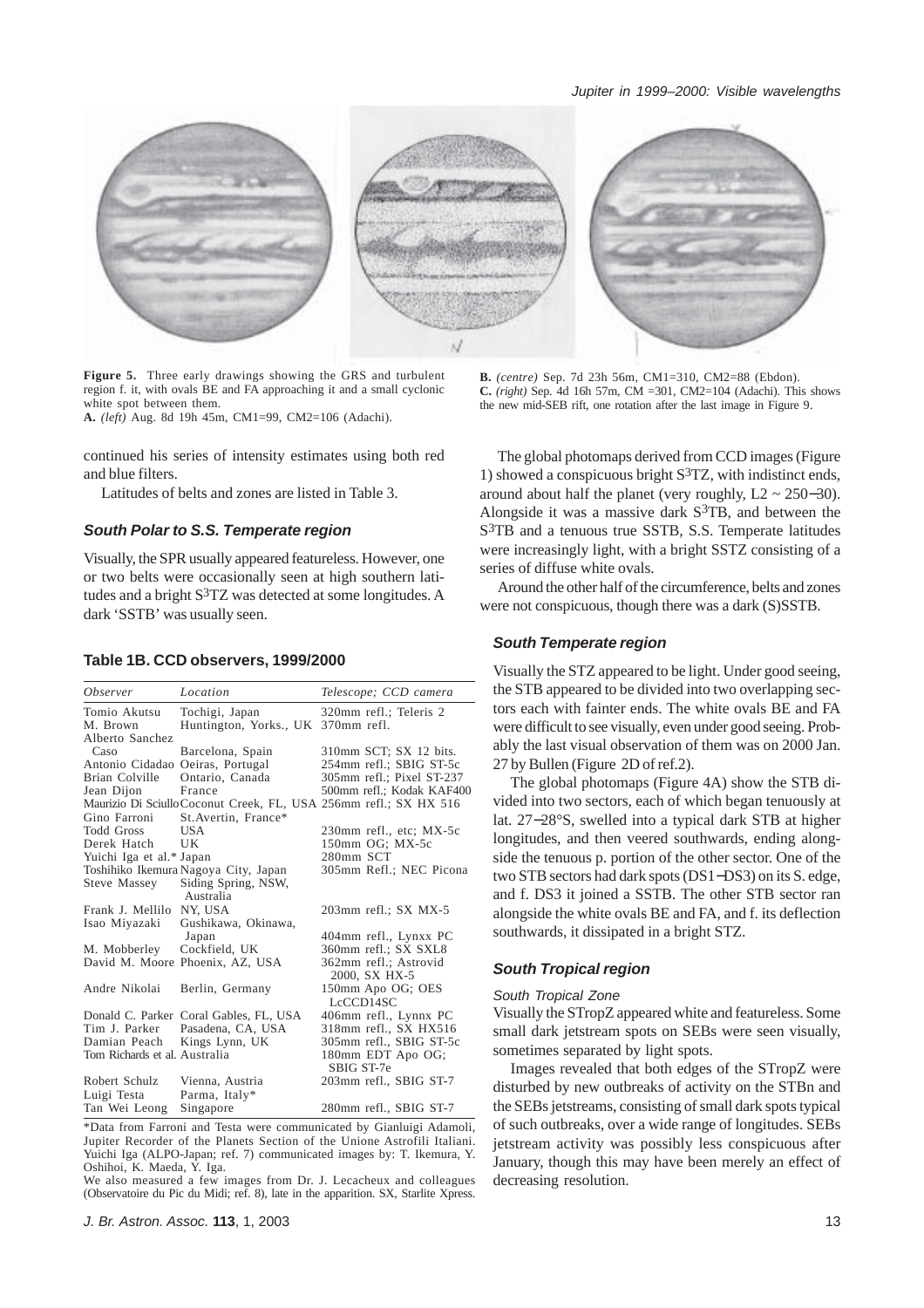**Figure 5.** Three early drawings showing the GRS and turbulent region f. it, with ovals BE and FA approaching it and a small cyclonic white spot between them.
**A.** *(left)* Aug. 8d 19h 45m, CM1=99, CM2=106 (Adachi).
**B.** *(centre)* Sep. 7d 23h 56m, CM1=310, CM2=88 (Ebdon).
**C.** *(right)* Sep. 4d 16h 57m, CM =301, CM2=104 (Adachi). This shows the new mid-SEB rift, one rotation after the last image in Figure 9.

continued his series of intensity estimates using both red and blue filters.

Latitudes of belts and zones are listed in Table 3.

### *South Polar to S.S. Temperate region*

Visually, the SPR usually appeared featureless. However, one or two belts were occasionally seen at high southern latitudes and a bright S[3]TZ was detected at some longitudes. A dark 'SSTB' was usually seen.

#### Table 1B. CCD observers, 1999/2000

| *Observer* | *Location* | *Telescope; CCD camera* |
|---|---|---|
| Tomio Akutsu | Tochigi, Japan | 320mm refl.; Teleris 2 |
| M. Brown | Huntington, Yorks., UK | 370mm refl. |
| Alberto Sanchez Caso | Barcelona, Spain | 310mm SCT; SX 12 bits. |
| Antonio Cidadao | Oeiras, Portugal | 254mm refl.; SBIG ST-5c |
| Brian Colville | Ontario, Canada | 305mm refl.; Pixel ST-237 |
| Jean Dijon | France | 500mm refl.; Kodak KAF400 |
| Maurizio Di Sciullo | Coconut Creek, FL, USA | 256mm refl.; SX HX 516 |
| Gino Farroni | St.Avertin, France* | |
| Todd Gross | USA | 230mm refl., etc; MX-5c |
| Derek Hatch | UK | 150mm OG; MX-5c |
| Yuichi Iga et al.* | Japan | 280mm SCT |
| Toshihiko Ikemura | Nagoya City, Japan | 305mm Refl.; NEC Picona |
| Steve Massey | Siding Spring, NSW, Australia | |
| Frank J. Mellilo | NY, USA | 203mm refl.; SX MX-5 |
| Isao Miyazaki | Gushikawa, Okinawa, Japan | 404mm refl., Lynxx PC |
| M. Mobberley | Cockfield, UK | 360mm refl.; SX SXL8 |
| David M. Moore | Phoenix, AZ, USA | 362mm refl.; Astrovid 2000, SX HX-5 |
| Andre Nikolai | Berlin, Germany | 150mm Apo OG; OES LcCCD14SC |
| Donald C. Parker | Coral Gables, FL, USA | 406mm refl., Lynnx PC |
| Tim J. Parker | Pasadena, CA, USA | 318mm refl., SX HX516 |
| Damian Peach | Kings Lynn, UK | 305mm refl., SBIG ST-5c |
| Tom Richards et al. | Australia | 180mm EDT Apo OG; SBIG ST-7e |
| Robert Schulz | Vienna, Austria | 203mm refl., SBIG ST-7 |
| Luigi Testa | Parma, Italy* | |
| Tan Wei Leong | Singapore | 280mm refl., SBIG ST-7 |

*Data from Farroni and Testa were communicated by Gianluigi Adamoli, Jupiter Recorder of the Planets Section of the Unione Astrofili Italiani. Yuichi Iga (ALPO-Japan; ref. 7) communicated images by: T. Ikemura, Y. Oshihoi, K. Maeda, Y. Iga.
We also measured a few images from Dr. J. Lecacheux and colleagues (Observatoire du Pic du Midi; ref. 8), late in the apparition. SX, Starlite Xpress.

The global photomaps derived from CCD images (Figure 1) showed a conspicuous bright S[3]TZ, with indistinct ends, around about half the planet (very roughly, L2 ~ 250−30). Alongside it was a massive dark S[3]TB, and between the S[3]TB and a tenuous true SSTB, S.S. Temperate latitudes were increasingly light, with a bright SSTZ consisting of a series of diffuse white ovals.

Around the other half of the circumference, belts and zones were not conspicuous, though there was a dark (S)SSTB.

### *South Temperate region*

Visually the STZ appeared to be light. Under good seeing, the STB appeared to be divided into two overlapping sectors each with fainter ends. The white ovals BE and FA were difficult to see visually, even under good seeing. Probably the last visual observation of them was on 2000 Jan. 27 by Bullen (Figure 2D of ref.2).

The global photomaps (Figure 4A) show the STB divided into two sectors, each of which began tenuously at lat. 27−28°S, swelled into a typical dark STB at higher longitudes, and then veered southwards, ending alongside the tenuous p. portion of the other sector. One of the two STB sectors had dark spots (DS1−DS3) on its S. edge, and f. DS3 it joined a SSTB. The other STB sector ran alongside the white ovals BE and FA, and f. its deflection southwards, it dissipated in a bright STZ.

### *South Tropical region*

#### *South Tropical Zone*

Visually the STropZ appeared white and featureless. Some small dark jetstream spots on SEBs were seen visually, sometimes separated by light spots.

Images revealed that both edges of the STropZ were disturbed by new outbreaks of activity on the STBn and the SEBs jetstreams, consisting of small dark spots typical of such outbreaks, over a wide range of longitudes. SEBs jetstream activity was possibly less conspicuous after January, though this may have been merely an effect of decreasing resolution.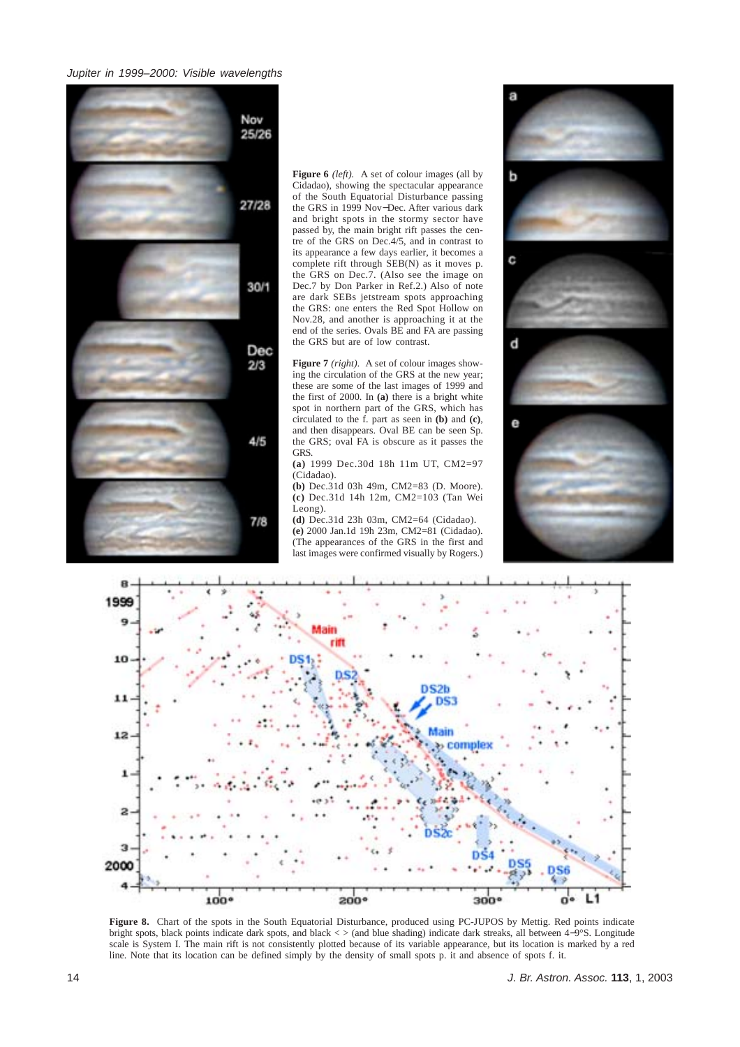**Figure 6** *(left)*. A set of colour images (all by Cidadao), showing the spectacular appearance of the South Equatorial Disturbance passing the GRS in 1999 Nov–Dec. After various dark and bright spots in the stormy sector have passed by, the main bright rift passes the centre of the GRS on Dec.4/5, and in contrast to its appearance a few days earlier, it becomes a complete rift through SEB(N) as it moves p. the GRS on Dec.7. (Also see the image on Dec.7 by Don Parker in Ref.2.) Also of note are dark SEBs jetstream spots approaching the GRS: one enters the Red Spot Hollow on Nov.28, and another is approaching it at the end of the series. Ovals BE and FA are passing the GRS but are of low contrast.

**Figure 7** *(right)*. A set of colour images showing the circulation of the GRS at the new year; these are some of the last images of 1999 and the first of 2000. In **(a)** there is a bright white spot in northern part of the GRS, which has circulated to the f. part as seen in **(b)** and **(c)**, and then disappears. Oval BE can be seen Sp. the GRS; oval FA is obscure as it passes the GRS.

**(a)** 1999 Dec.30d 18h 11m UT, CM2=97 (Cidadao).

**(b)** Dec.31d 03h 49m, CM2=83 (D. Moore).

**(c)** Dec.31d 14h 12m, CM2=103 (Tan Wei Leong).

**(d)** Dec.31d 23h 03m, CM2=64 (Cidadao).

**(e)** 2000 Jan.1d 19h 23m, CM2=81 (Cidadao).

(The appearances of the GRS in the first and last images were confirmed visually by Rogers.)

**Figure 8.** Chart of the spots in the South Equatorial Disturbance, produced using PC-JUPOS by Mettig. Red points indicate bright spots, black points indicate dark spots, and black < > (and blue shading) indicate dark streaks, all between 4–9°S. Longitude scale is System I. The main rift is not consistently plotted because of its variable appearance, but its location is marked by a red line. Note that its location can be defined simply by the density of small spots p. it and absence of spots f. it.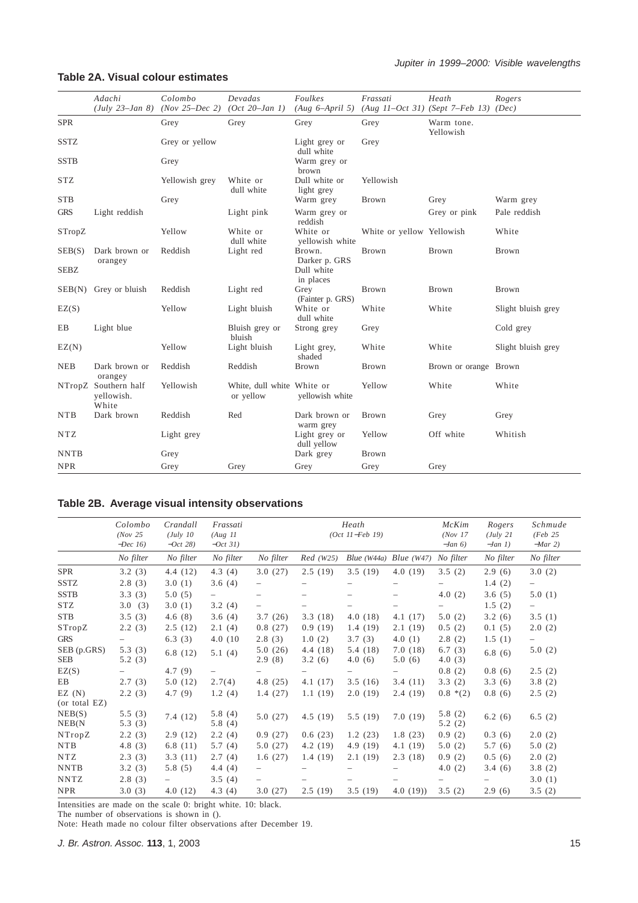## Table 2A. Visual colour estimates

| | Adachi (July 23–Jan 8) | Colombo (Nov 25–Dec 2) | Devadas (Oct 20–Jan 1) | Foulkes (Aug 6–April 5) | Frassati (Aug 11–Oct 31) | Heath (Sept 7–Feb 13) | Rogers (Dec) |
|---|---|---|---|---|---|---|---|
| SPR | | Grey | Grey | Grey | Grey | Warm tone. Yellowish | |
| SSTZ | | Grey or yellow | | Light grey or dull white | Grey | | |
| SSTB | | Grey | | Warm grey or brown | | | |
| STZ | | Yellowish grey | White or dull white | Dull white or light grey | Yellowish | | |
| STB | | Grey | | Warm grey | Brown | Grey | Warm grey |
| GRS | Light reddish | | Light pink | Warm grey or reddish | | Grey or pink | Pale reddish |
| STropZ | | Yellow | White or dull white | White or yellowish white | White or yellow | Yellowish | White |
| SEB(S) | Dark brown or orangey | Reddish | Light red | Brown. Darker p. GRS | Brown | Brown | Brown |
| SEBZ | | | | Dull white in places | | | |
| SEB(N) | Grey or bluish | Reddish | Light red | Grey (Fainter p. GRS) | Brown | Brown | Brown |
| EZ(S) | | Yellow | Light bluish | White or dull white | White | White | Slight bluish grey |
| EB | Light blue | | Bluish grey or bluish | Strong grey | Grey | | Cold grey |
| EZ(N) | | Yellow | Light bluish | Light grey, shaded | White | White | Slight bluish grey |
| NEB | Dark brown or orangey | Reddish | Reddish | Brown | Brown | Brown or orange | Brown |
| NTropZ | Southern half yellowish. White | Yellowish | White, dull white or yellow | White or yellowish white | Yellow | White | White |
| NTB | Dark brown | Reddish | Red | Dark brown or warm grey | Brown | Grey | Grey |
| NTZ | | Light grey | | Light grey or dull yellow | Yellow | Off white | Whitish |
| NNTB | | Grey | | Dark grey | Brown | | |
| NPR | | Grey | Grey | Grey | Grey | Grey | |

## Table 2B. Average visual intensity observations

| | Colombo (Nov 25 –Dec 16) | Crandall (July 10 –Oct 28) | Frassati (Aug 11 –Oct 31) | Heath (Oct 11–Feb 19) | | | | McKim (Nov 17 –Jan 6) | Rogers (July 21 –Jan 1) | Schmude (Feb 25 –Mar 2) |
|---|---|---|---|---|---|---|---|---|---|---|
| | No filter | No filter | No filter | No filter | Red (W25) | Blue (W44a) | Blue (W47) | No filter | No filter | No filter |
| SPR | 3.2 (3) | 4.4 (12) | 4.3 (4) | 3.0 (27) | 2.5 (19) | 3.5 (19) | 4.0 (19) | 3.5 (2) | 2.9 (6) | 3.0 (2) |
| SSTZ | 2.8 (3) | 3.0 (1) | 3.6 (4) | – | – | – | – | – | 1.4 (2) | – |
| SSTB | 3.3 (3) | 5.0 (5) | – | – | – | – | – | 4.0 (2) | 3.6 (5) | 5.0 (1) |
| STZ | 3.0 (3) | 3.0 (1) | 3.2 (4) | – | – | – | – | – | 1.5 (2) | – |
| STB | 3.5 (3) | 4.6 (8) | 3.6 (4) | 3.7 (26) | 3.3 (18) | 4.0 (18) | 4.1 (17) | 5.0 (2) | 3.2 (6) | 3.5 (1) |
| STropZ | 2.2 (3) | 2.5 (12) | 2.1 (4) | 0.8 (27) | 0.9 (19) | 1.4 (19) | 2.1 (19) | 0.5 (2) | 0.1 (5) | 2.0 (2) |
| GRS | – | 6.3 (3) | 4.0 (10 | 2.8 (3) | 1.0 (2) | 3.7 (3) | 4.0 (1) | 2.8 (2) | 1.5 (1) | – |
| SEB (p.GRS) SEB | 5.3 (3) 5.2 (3) | 6.8 (12) | 5.1 (4) | 5.0 (26) 2.9 (8) | 4.4 (18) 3.2 (6) | 5.4 (18) 4.0 (6) | 7.0 (18) 5.0 (6) | 6.7 (3) 4.0 (3) | 6.8 (6) | 5.0 (2) |
| EZ(S) | – | 4.7 (9) | – | – | – | – | – | 0.8 (2) | 0.8 (6) | 2.5 (2) |
| EB | 2.7 (3) | 5.0 (12) | 2.7(4) | 4.8 (25) | 4.1 (17) | 3.5 (16) | 3.4 (11) | 3.3 (2) | 3.3 (6) | 3.8 (2) |
| EZ (N) (or total EZ) | 2.2 (3) | 4.7 (9) | 1.2 (4) | 1.4 (27) | 1.1 (19) | 2.0 (19) | 2.4 (19) | 0.8 *(2) | 0.8 (6) | 2.5 (2) |
| NEB(S) NEB(N | 5.5 (3) 5.3 (3) | 7.4 (12) | 5.8 (4) 5.8 (4) | 5.0 (27) | 4.5 (19) | 5.5 (19) | 7.0 (19) | 5.8 (2) 5.2 (2) | 6.2 (6) | 6.5 (2) |
| NTropZ | 2.2 (3) | 2.9 (12) | 2.2 (4) | 0.9 (27) | 0.6 (23) | 1.2 (23) | 1.8 (23) | 0.9 (2) | 0.3 (6) | 2.0 (2) |
| NTB | 4.8 (3) | 6.8 (11) | 5.7 (4) | 5.0 (27) | 4.2 (19) | 4.9 (19) | 4.1 (19) | 5.0 (2) | 5.7 (6) | 5.0 (2) |
| NTZ | 2.3 (3) | 3.3 (11) | 2.7 (4) | 1.6 (27) | 1.4 (19) | 2.1 (19) | 2.3 (18) | 0.9 (2) | 0.5 (6) | 2.0 (2) |
| NNTB | 3.2 (3) | 5.8 (5) | 4.4 (4) | – | – | – | – | 4.0 (2) | 3.4 (6) | 3.8 (2) |
| NNTZ | 2.8 (3) | – | 3.5 (4) | – | – | – | – | – | – | 3.0 (1) |
| NPR | 3.0 (3) | 4.0 (12) | 4.3 (4) | 3.0 (27) | 2.5 (19) | 3.5 (19) | 4.0 (19)) | 3.5 (2) | 2.9 (6) | 3.5 (2) |

Intensities are made on the scale 0: bright white. 10: black.
The number of observations is shown in ().
Note: Heath made no colour filter observations after December 19.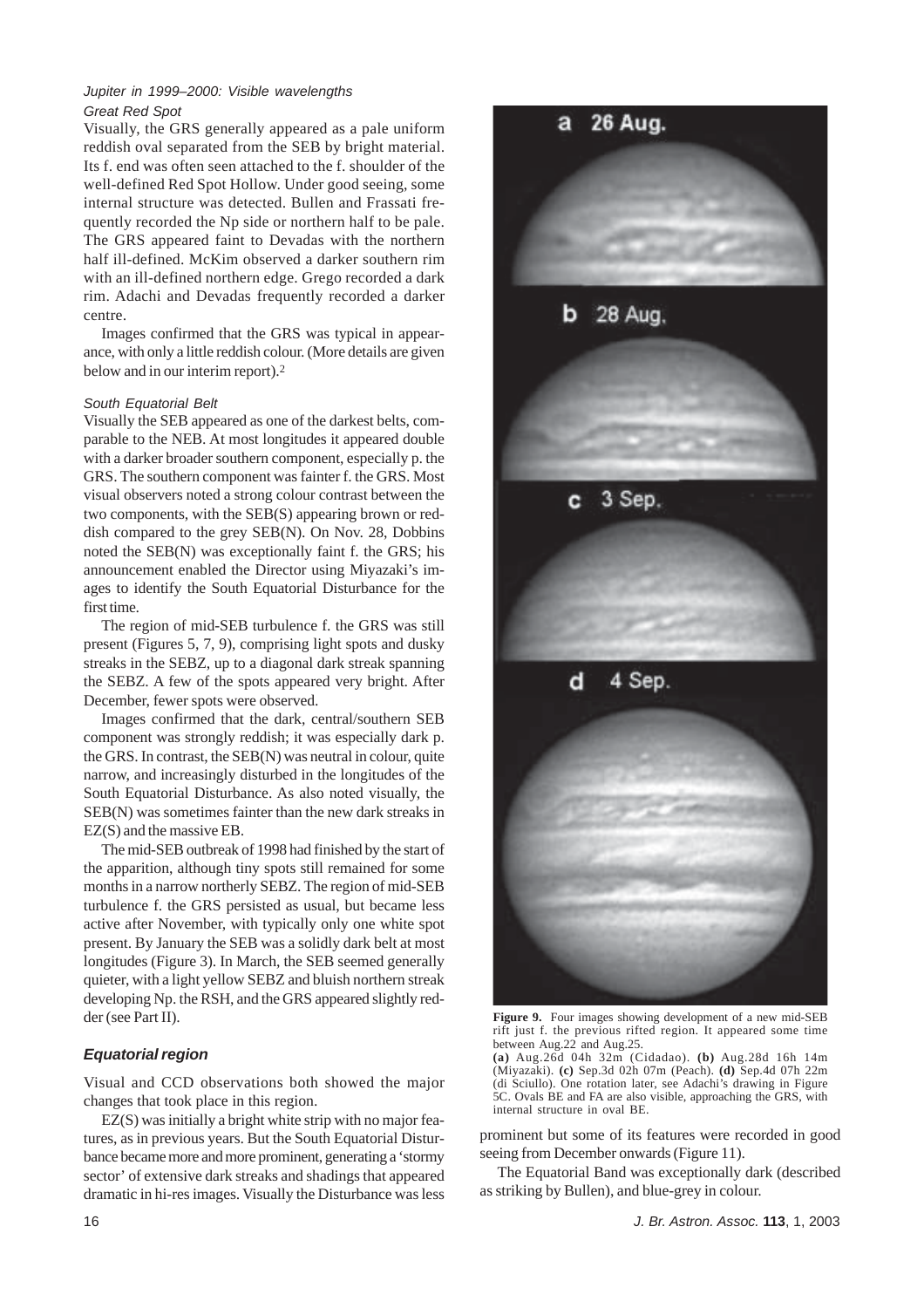*Jupiter in 1999–2000: Visible wavelengths*

*Great Red Spot*

Visually, the GRS generally appeared as a pale uniform reddish oval separated from the SEB by bright material. Its f. end was often seen attached to the f. shoulder of the well-defined Red Spot Hollow. Under good seeing, some internal structure was detected. Bullen and Frassati frequently recorded the Np side or northern half to be pale. The GRS appeared faint to Devadas with the northern half ill-defined. McKim observed a darker southern rim with an ill-defined northern edge. Grego recorded a dark rim. Adachi and Devadas frequently recorded a darker centre.

Images confirmed that the GRS was typical in appearance, with only a little reddish colour. (More details are given below and in our interim report).[2]

*South Equatorial Belt*

Visually the SEB appeared as one of the darkest belts, comparable to the NEB. At most longitudes it appeared double with a darker broader southern component, especially p. the GRS. The southern component was fainter f. the GRS. Most visual observers noted a strong colour contrast between the two components, with the SEB(S) appearing brown or reddish compared to the grey SEB(N). On Nov. 28, Dobbins noted the SEB(N) was exceptionally faint f. the GRS; his announcement enabled the Director using Miyazaki's images to identify the South Equatorial Disturbance for the first time.

The region of mid-SEB turbulence f. the GRS was still present (Figures 5, 7, 9), comprising light spots and dusky streaks in the SEBZ, up to a diagonal dark streak spanning the SEBZ. A few of the spots appeared very bright. After December, fewer spots were observed.

Images confirmed that the dark, central/southern SEB component was strongly reddish; it was especially dark p. the GRS. In contrast, the SEB(N) was neutral in colour, quite narrow, and increasingly disturbed in the longitudes of the South Equatorial Disturbance. As also noted visually, the SEB(N) was sometimes fainter than the new dark streaks in EZ(S) and the massive EB.

The mid-SEB outbreak of 1998 had finished by the start of the apparition, although tiny spots still remained for some months in a narrow northerly SEBZ. The region of mid-SEB turbulence f. the GRS persisted as usual, but became less active after November, with typically only one white spot present. By January the SEB was a solidly dark belt at most longitudes (Figure 3). In March, the SEB seemed generally quieter, with a light yellow SEBZ and bluish northern streak developing Np. the RSH, and the GRS appeared slightly redder (see Part II).

## Equatorial region

Visual and CCD observations both showed the major changes that took place in this region.

EZ(S) was initially a bright white strip with no major features, as in previous years. But the South Equatorial Disturbance became more and more prominent, generating a 'stormy sector' of extensive dark streaks and shadings that appeared dramatic in hi-res images. Visually the Disturbance was less prominent but some of its features were recorded in good seeing from December onwards (Figure 11).

The Equatorial Band was exceptionally dark (described as striking by Bullen), and blue-grey in colour.

**Figure 9.** Four images showing development of a new mid-SEB rift just f. the previous rifted region. It appeared some time between Aug.22 and Aug.25.
**(a)** Aug.26d 04h 32m (Cidadao). **(b)** Aug.28d 16h 14m (Miyazaki). **(c)** Sep.3d 02h 07m (Peach). **(d)** Sep.4d 07h 22m (di Sciullo). One rotation later, see Adachi's drawing in Figure 5C. Ovals BE and FA are also visible, approaching the GRS, with internal structure in oval BE.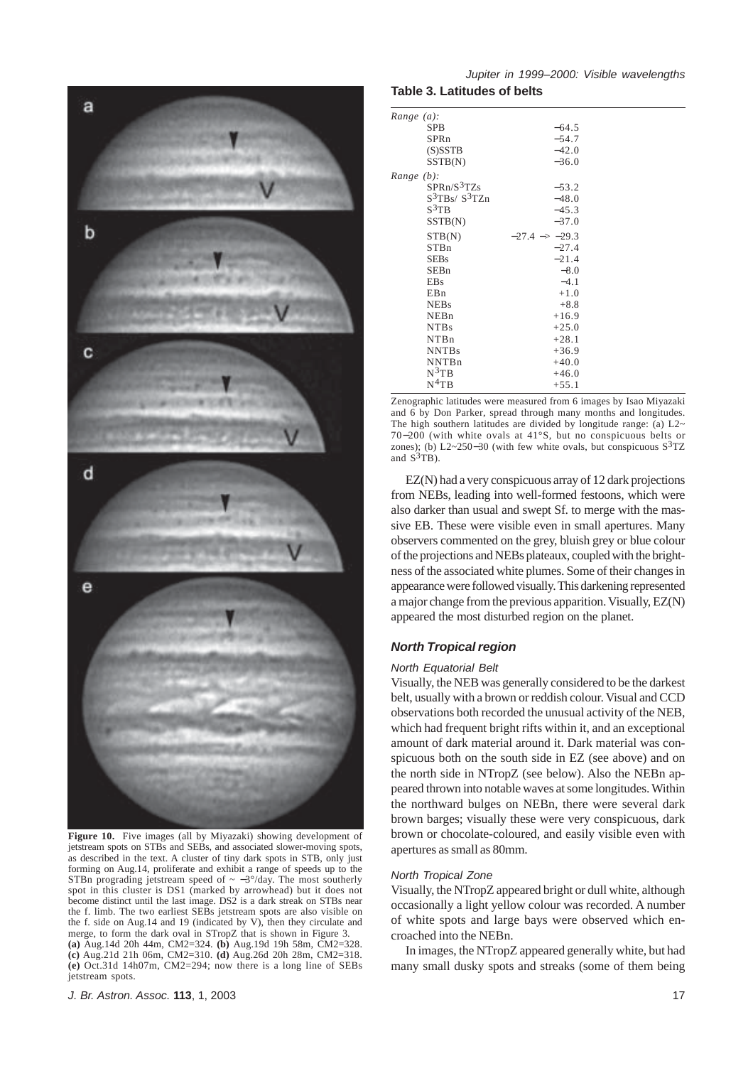**Figure 10.** Five images (all by Miyazaki) showing development of jetstream spots on STBs and SEBs, and associated slower-moving spots, as described in the text. A cluster of tiny dark spots in STB, only just forming on Aug.14, proliferate and exhibit a range of speeds up to the STBn prograding jetstream speed of ~ −3°/day. The most southerly spot in this cluster is DS1 (marked by arrowhead) but it does not become distinct until the last image. DS2 is a dark streak on STBs near the f. limb. The two earliest SEBs jetstream spots are also visible on the f. side on Aug.14 and 19 (indicated by V), then they circulate and merge, to form the dark oval in STropZ that is shown in Figure 3.
**(a)** Aug.14d 20h 44m, CM2=324. **(b)** Aug.19d 19h 58m, CM2=328. **(c)** Aug.21d 21h 06m, CM2=310. **(d)** Aug.26d 20h 28m, CM2=318. **(e)** Oct.31d 14h07m, CM2=294; now there is a long line of SEBs jetstream spots.

**Table 3. Latitudes of belts**

| | |
|---|---|
| *Range (a):* | |
| SPB | −64.5 |
| SPRn | −54.7 |
| (S)SSTB | −42.0 |
| SSTB(N) | −36.0 |
| *Range (b):* | |
| SPRn/$S^3$TZs | −53.2 |
| $S^3$TBs/ $S^3$TZn | −48.0 |
| $S^3$TB | −45.3 |
| SSTB(N) | −37.0 |
| STB(N) | −27.4 −> −29.3 |
| STBn | −27.4 |
| SEBs | −21.4 |
| SEBn | −8.0 |
| EBs | −4.1 |
| EBn | +1.0 |
| NEBs | +8.8 |
| NEBn | +16.9 |
| NTBs | +25.0 |
| NTBn | +28.1 |
| NNTBs | +36.9 |
| NNTBn | +40.0 |
| $N^3$TB | +46.0 |
| $N^4$TB | +55.1 |

Zenographic latitudes were measured from 6 images by Isao Miyazaki and 6 by Don Parker, spread through many months and longitudes. The high southern latitudes are divided by longitude range: (a) L2~ 70−200 (with white ovals at 41°S, but no conspicuous belts or zones); (b) L2~250−30 (with few white ovals, but conspicuous $S^3$TZ and $S^3$TB).

EZ(N) had a very conspicuous array of 12 dark projections from NEBs, leading into well-formed festoons, which were also darker than usual and swept Sf. to merge with the massive EB. These were visible even in small apertures. Many observers commented on the grey, bluish grey or blue colour of the projections and NEBs plateaux, coupled with the brightness of the associated white plumes. Some of their changes in appearance were followed visually. This darkening represented a major change from the previous apparition. Visually, EZ(N) appeared the most disturbed region on the planet.

### North Tropical region

#### North Equatorial Belt

Visually, the NEB was generally considered to be the darkest belt, usually with a brown or reddish colour. Visual and CCD observations both recorded the unusual activity of the NEB, which had frequent bright rifts within it, and an exceptional amount of dark material around it. Dark material was conspicuous both on the south side in EZ (see above) and on the north side in NTropZ (see below). Also the NEBn appeared thrown into notable waves at some longitudes. Within the northward bulges on NEBn, there were several dark brown barges; visually these were very conspicuous, dark brown or chocolate-coloured, and easily visible even with apertures as small as 80mm.

#### North Tropical Zone

Visually, the NTropZ appeared bright or dull white, although occasionally a light yellow colour was recorded. A number of white spots and large bays were observed which encroached into the NEBn.

In images, the NTropZ appeared generally white, but had many small dusky spots and streaks (some of them being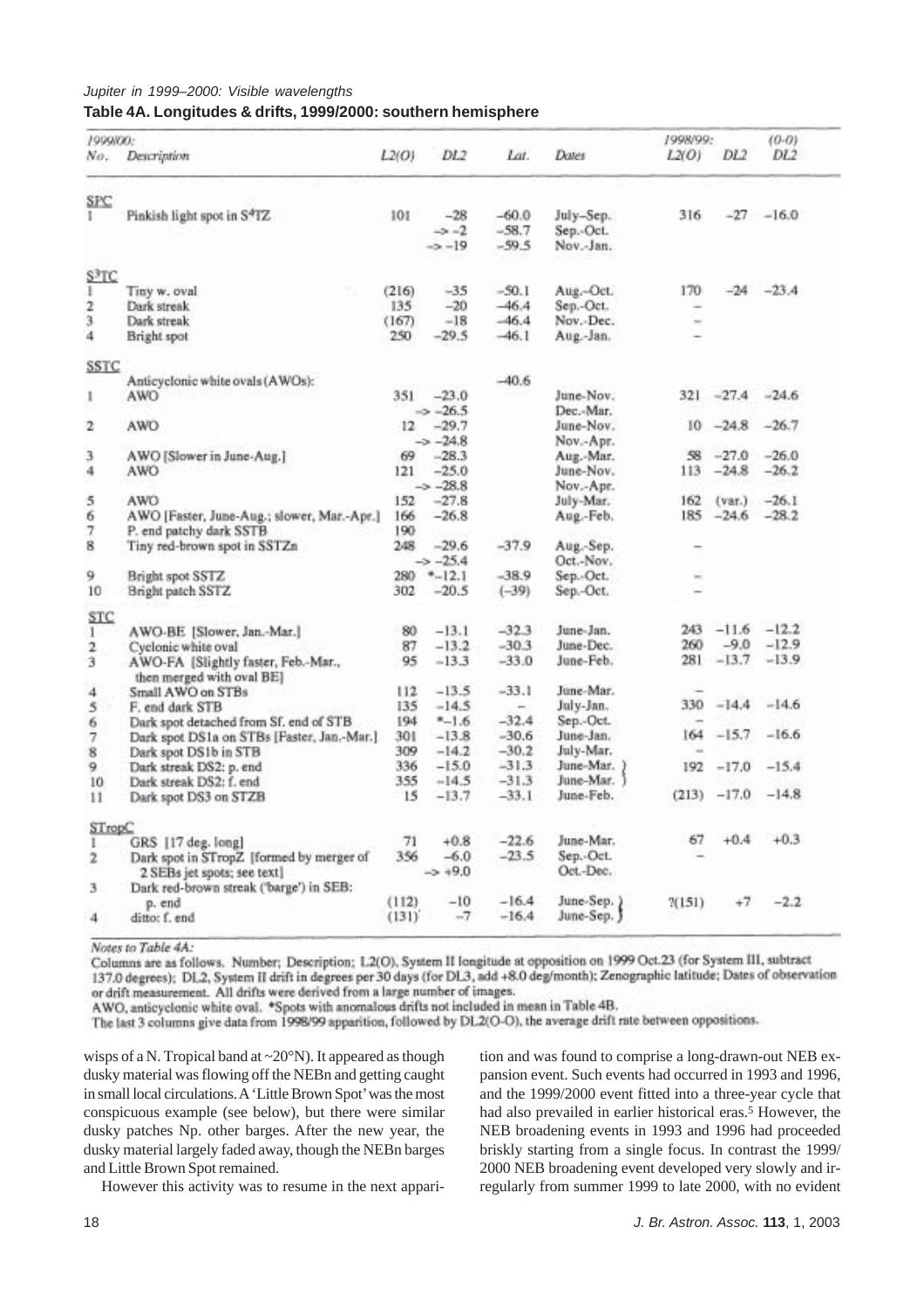*Jupiter in 1999–2000: Visible wavelengths*

**Table 4A. Longitudes & drifts, 1999/2000: southern hemisphere**

| 1999/00: No. | Description | L2(O) | DL2 | Lat. | Dates | 1998/99: L2(O) | DL2 | (O-O) DL2 |
|---|---|---|---|---|---|---|---|---|
| **SPC** | | | | | | | | |
| 1 | Pinkish light spot in S$^4$TZ | 101 | −28 | −60.0 | July–Sep. | 316 | −27 | −16.0 |
| | | | -> −2 | −58.7 | Sep.-Oct. | | | |
| | | | -> −19 | −59.5 | Nov.-Jan. | | | |
| **S$^3$TC** | | | | | | | | |
| 1 | Tiny w. oval | (216) | −35 | −50.1 | Aug.–Oct. | 170 | −24 | −23.4 |
| 2 | Dark streak | 135 | −20 | −46.4 | Sep.-Oct. | – | | |
| 3 | Dark streak | (167) | −18 | −46.4 | Nov.-Dec. | – | | |
| 4 | Bright spot | 250 | −29.5 | −46.1 | Aug.-Jan. | – | | |
| **SSTC** | | | | | | | | |
| | Anticyclonic white ovals (AWOs): | | | −40.6 | | | | |
| 1 | AWO | 351 | −23.0 | | June-Nov. | 321 | −27.4 | −24.6 |
| | | | -> −26.5 | | Dec.-Mar. | | | |
| 2 | AWO | 12 | −29.7 | | June-Nov. | 10 | −24.8 | −26.7 |
| | | | -> −24.8 | | Nov.-Apr. | | | |
| 3 | AWO [Slower in June-Aug.] | 69 | −28.3 | | Aug.-Mar. | 58 | −27.0 | −26.0 |
| 4 | AWO | 121 | −25.0 | | June-Nov. | 113 | −24.8 | −26.2 |
| | | | -> −28.8 | | Nov.-Apr. | | | |
| 5 | AWO | 152 | −27.8 | | July-Mar. | 162 | (var.) | −26.1 |
| 6 | AWO [Faster, June-Aug.; slower, Mar.-Apr.] | 166 | −26.8 | | Aug.-Feb. | 185 | −24.6 | −28.2 |
| 7 | P. end patchy dark SSTB | 190 | | | | | | |
| 8 | Tiny red-brown spot in SSTZn | 248 | −29.6 | −37.9 | Aug.-Sep. | – | | |
| | | | -> −25.4 | | Oct.-Nov. | | | |
| 9 | Bright spot SSTZ | 280 | *−12.1 | −38.9 | Sep.-Oct. | – | | |
| 10 | Bright patch SSTZ | 302 | −20.5 | (−39) | Sep.-Oct. | – | | |
| **STC** | | | | | | | | |
| 1 | AWO-BE [Slower, Jan.-Mar.] | 80 | −13.1 | −32.3 | June-Jan. | 243 | −11.6 | −12.2 |
| 2 | Cyclonic white oval | 87 | −13.2 | −30.3 | June-Dec. | 260 | −9.0 | −12.9 |
| 3 | AWO-FA [Slightly faster, Feb.-Mar., then merged with oval BE] | 95 | −13.3 | −33.0 | June-Feb. | 281 | −13.7 | −13.9 |
| 4 | Small AWO on STBs | 112 | −13.5 | −33.1 | June-Mar. | – | | |
| 5 | F. end dark STB | 135 | −14.5 | – | July-Jan. | 330 | −14.4 | −14.6 |
| 6 | Dark spot detached from Sf. end of STB | 194 | *−1.6 | −32.4 | Sep.-Oct. | – | | |
| 7 | Dark spot DS1a on STBs [Faster, Jan.-Mar.] | 301 | −13.8 | −30.6 | June-Jan. | 164 | −15.7 | −16.6 |
| 8 | Dark spot DS1b in STB | 309 | −14.2 | −30.2 | July-Mar. | – | | |
| 9 | Dark streak DS2: p. end | 336 | −15.0 | −31.3 | June-Mar. } | 192 | −17.0 | −15.4 |
| 10 | Dark streak DS2: f. end | 355 | −14.5 | −31.3 | June-Mar. } | | | |
| 11 | Dark spot DS3 on STZB | 15 | −13.7 | −33.1 | June-Feb. | (213) | −17.0 | −14.8 |
| **STropC** | | | | | | | | |
| 1 | GRS [17 deg. long] | 71 | +0.8 | −22.6 | June-Mar. | 67 | +0.4 | +0.3 |
| 2 | Dark spot in STropZ [formed by merger of 2 SEBs jet spots; see text] | 356 | −6.0 | −23.5 | Sep.-Oct. | – | | |
| | | | -> +9.0 | | Oct.-Dec. | | | |
| 3 | Dark red-brown streak ('barge') in SEB: p. end | (112) | −10 | −16.4 | June-Sep. } | ?(151) | +7 | −2.2 |
| 4 | ditto: f. end | (131) | −7 | −16.4 | June-Sep. } | | | |

*Notes to Table 4A:*

Columns are as follows. Number; Description; L2(O), System II longitude at opposition on 1999 Oct.23 (for System III, subtract 137.0 degrees); DL2, System II drift in degrees per 30 days (for DL3, add +8.0 deg/month); Zenographic latitude; Dates of observation or drift measurement. All drifts were derived from a large number of images.

AWO, anticyclonic white oval. *Spots with anomalous drifts not included in mean in Table 4B.

The last 3 columns give data from 1998/99 apparition, followed by DL2(O-O), the average drift rate between oppositions.

wisps of a N. Tropical band at ~20°N). It appeared as though dusky material was flowing off the NEBn and getting caught in small local circulations. A 'Little Brown Spot' was the most conspicuous example (see below), but there were similar dusky patches Np. other barges. After the new year, the dusky material largely faded away, though the NEBn barges and Little Brown Spot remained.

However this activity was to resume in the next apparition and was found to comprise a long-drawn-out NEB expansion event. Such events had occurred in 1993 and 1996, and the 1999/2000 event fitted into a three-year cycle that had also prevailed in earlier historical eras.[5] However, the NEB broadening events in 1993 and 1996 had proceeded briskly starting from a single focus. In contrast the 1999/2000 NEB broadening event developed very slowly and irregularly from summer 1999 to late 2000, with no evident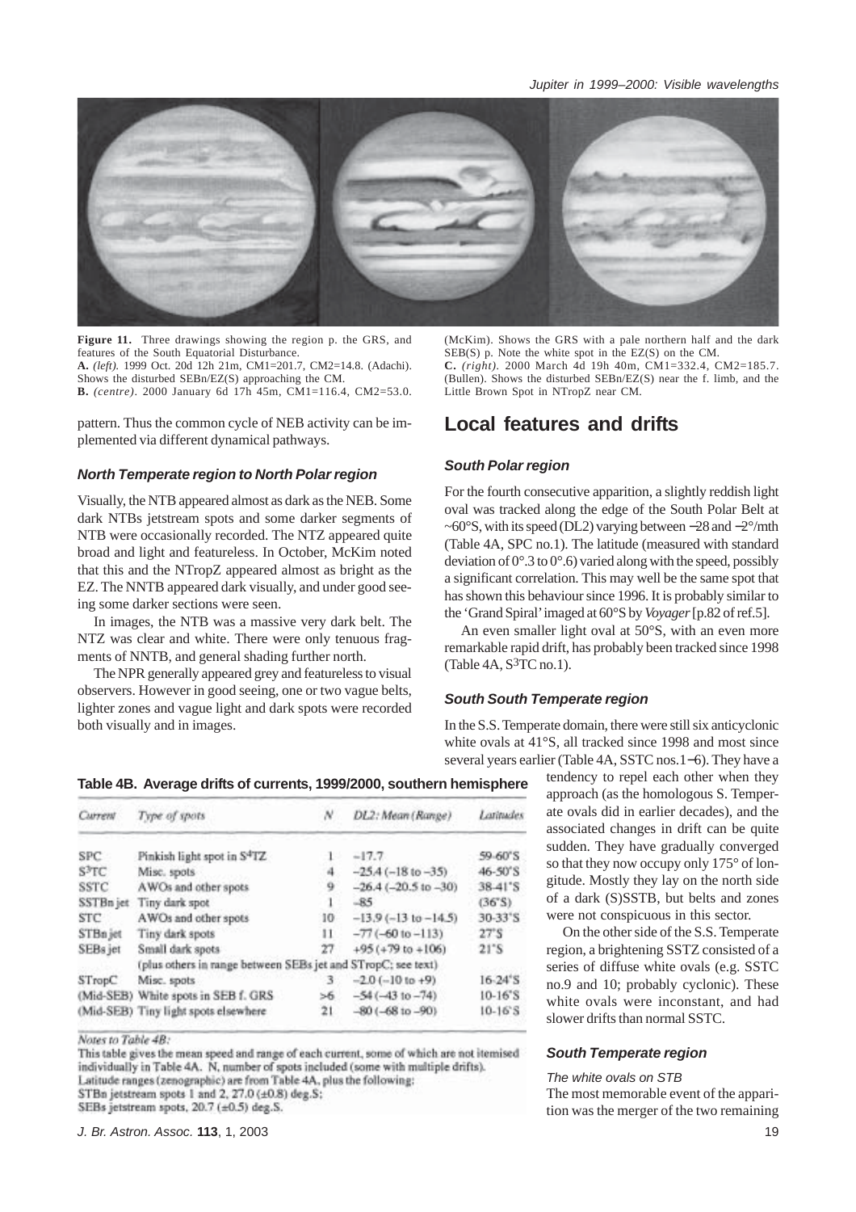**Figure 11.** Three drawings showing the region p. the GRS, and features of the South Equatorial Disturbance.
**A.** *(left).* 1999 Oct. 20d 12h 21m, CM1=201.7, CM2=14.8. (Adachi). Shows the disturbed SEBn/EZ(S) approaching the CM.
**B.** *(centre).* 2000 January 6d 17h 45m, CM1=116.4, CM2=53.0. (McKim). Shows the GRS with a pale northern half and the dark SEB(S) p. Note the white spot in the EZ(S) on the CM.
**C.** *(right).* 2000 March 4d 19h 40m, CM1=332.4, CM2=185.7. (Bullen). Shows the disturbed SEBn/EZ(S) near the f. limb, and the Little Brown Spot in NTropZ near CM.

pattern. Thus the common cycle of NEB activity can be implemented via different dynamical pathways.

### North Temperate region to North Polar region

Visually, the NTB appeared almost as dark as the NEB. Some dark NTBs jetstream spots and some darker segments of NTB were occasionally recorded. The NTZ appeared quite broad and light and featureless. In October, McKim noted that this and the NTropZ appeared almost as bright as the EZ. The NNTB appeared dark visually, and under good seeing some darker sections were seen.

In images, the NTB was a massive very dark belt. The NTZ was clear and white. There were only tenuous fragments of NNTB, and general shading further north.

The NPR generally appeared grey and featureless to visual observers. However in good seeing, one or two vague belts, lighter zones and vague light and dark spots were recorded both visually and in images.

**Table 4B. Average drifts of currents, 1999/2000, southern hemisphere**

| *Current* | *Type of spots* | *N* | *DL2: Mean (Range)* | *Latitudes* |
|---|---|---|---|---|
| SPC | Pinkish light spot in S⁴TZ | 1 | −17.7 | 59-60°S |
| S³TC | Misc. spots | 4 | −25.4 (−18 to −35) | 46-50°S |
| SSTC | AWOs and other spots | 9 | −26.4 (−20.5 to −30) | 38-41°S |
| SSTBn jet | Tiny dark spot | 1 | −85 | (36°S) |
| STC | AWOs and other spots | 10 | −13.9 (−13 to −14.5) | 30-33°S |
| STBn jet | Tiny dark spots | 11 | −77 (−60 to −113) | 27°S |
| SEBs jet | Small dark spots | 27 | +95 (+79 to +106) | 21°S |
| | (plus others in range between SEBs jet and STropC; see text) | | | |
| STropC | Misc. spots | 3 | −2.0 (−10 to +9) | 16-24°S |
| (Mid-SEB) | White spots in SEB f. GRS | >6 | −54 (−43 to −74) | 10-16°S |
| (Mid-SEB) | Tiny light spots elsewhere | 21 | −80 (−68 to −90) | 10-16°S |

*Notes to Table 4B:*
This table gives the mean speed and range of each current, some of which are not itemised individually in Table 4A. N, number of spots included (some with multiple drifts).
Latitude ranges (zenographic) are from Table 4A, plus the following:
STBn jetstream spots 1 and 2, 27.0 (±0.8) deg.S;
SEBs jetstream spots, 20.7 (±0.5) deg.S.

## Local features and drifts

### South Polar region

For the fourth consecutive apparition, a slightly reddish light oval was tracked along the edge of the South Polar Belt at ~60°S, with its speed (DL2) varying between −28 and −2°/mth (Table 4A, SPC no.1). The latitude (measured with standard deviation of 0°.3 to 0°.6) varied along with the speed, possibly a significant correlation. This may well be the same spot that has shown this behaviour since 1996. It is probably similar to the 'Grand Spiral' imaged at 60°S by *Voyager* [p.82 of ref.5].

An even smaller light oval at 50°S, with an even more remarkable rapid drift, has probably been tracked since 1998 (Table 4A, S³TC no.1).

### South South Temperate region

In the S.S. Temperate domain, there were still six anticyclonic white ovals at 41°S, all tracked since 1998 and most since several years earlier (Table 4A, SSTC nos.1−6). They have a tendency to repel each other when they approach (as the homologous S. Temperate ovals did in earlier decades), and the associated changes in drift can be quite sudden. They have gradually converged so that they now occupy only 175° of longitude. Mostly they lay on the north side of a dark (S)SSTB, but belts and zones were not conspicuous in this sector.

On the other side of the S.S. Temperate region, a brightening SSTZ consisted of a series of diffuse white ovals (e.g. SSTC no.9 and 10; probably cyclonic). These white ovals were inconstant, and had slower drifts than normal SSTC.

### South Temperate region

*The white ovals on STB*

The most memorable event of the apparition was the merger of the two remaining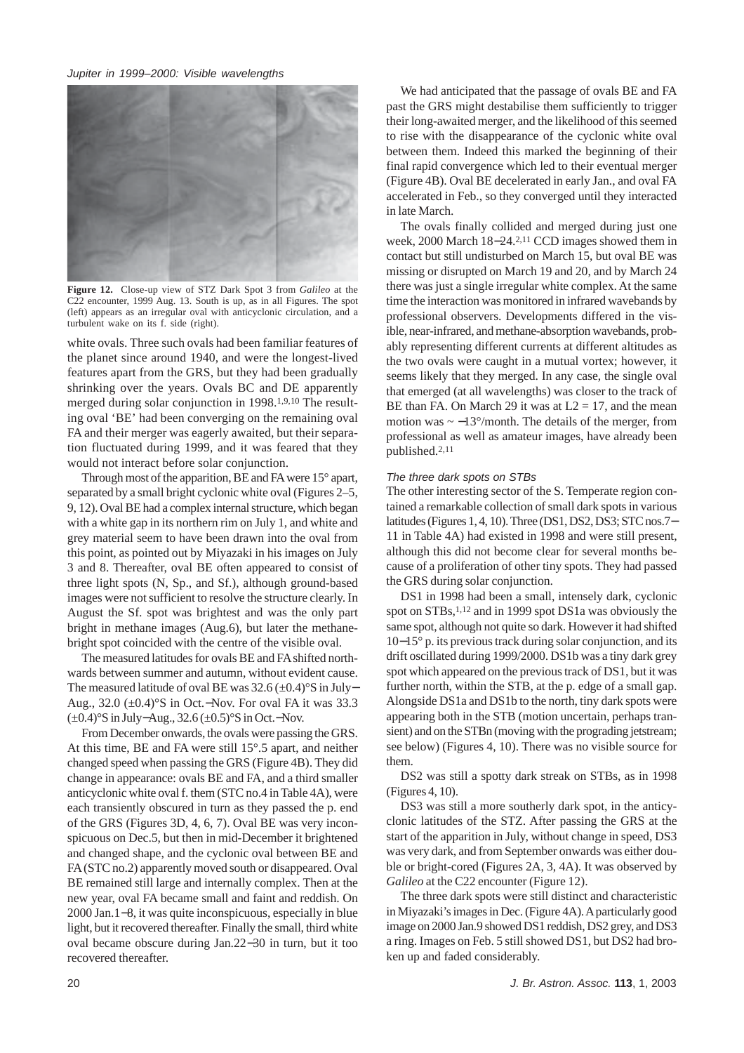**Figure 12.** Close-up view of STZ Dark Spot 3 from *Galileo* at the C22 encounter, 1999 Aug. 13. South is up, as in all Figures. The spot (left) appears as an irregular oval with anticyclonic circulation, and a turbulent wake on its f. side (right).

white ovals. Three such ovals had been familiar features of the planet since around 1940, and were the longest-lived features apart from the GRS, but they had been gradually shrinking over the years. Ovals BC and DE apparently merged during solar conjunction in 1998.[1,9,10] The resulting oval 'BE' had been converging on the remaining oval FA and their merger was eagerly awaited, but their separation fluctuated during 1999, and it was feared that they would not interact before solar conjunction.

Through most of the apparition, BE and FA were 15° apart, separated by a small bright cyclonic white oval (Figures 2–5, 9, 12). Oval BE had a complex internal structure, which began with a white gap in its northern rim on July 1, and white and grey material seem to have been drawn into the oval from this point, as pointed out by Miyazaki in his images on July 3 and 8. Thereafter, oval BE often appeared to consist of three light spots (N, Sp., and Sf.), although ground-based images were not sufficient to resolve the structure clearly. In August the Sf. spot was brightest and was the only part bright in methane images (Aug.6), but later the methane-bright spot coincided with the centre of the visible oval.

The measured latitudes for ovals BE and FA shifted northwards between summer and autumn, without evident cause. The measured latitude of oval BE was 32.6 (±0.4)°S in July−Aug., 32.0 (±0.4)°S in Oct.−Nov. For oval FA it was 33.3 (±0.4)°S in July−Aug., 32.6 (±0.5)°S in Oct.−Nov.

From December onwards, the ovals were passing the GRS. At this time, BE and FA were still 15°.5 apart, and neither changed speed when passing the GRS (Figure 4B). They did change in appearance: ovals BE and FA, and a third smaller anticyclonic white oval f. them (STC no.4 in Table 4A), were each transiently obscured in turn as they passed the p. end of the GRS (Figures 3D, 4, 6, 7). Oval BE was very inconspicuous on Dec.5, but then in mid-December it brightened and changed shape, and the cyclonic oval between BE and FA (STC no.2) apparently moved south or disappeared. Oval BE remained still large and internally complex. Then at the new year, oval FA became small and faint and reddish. On 2000 Jan.1−8, it was quite inconspicuous, especially in blue light, but it recovered thereafter. Finally the small, third white oval became obscure during Jan.22−30 in turn, but it too recovered thereafter.

We had anticipated that the passage of ovals BE and FA past the GRS might destabilise them sufficiently to trigger their long-awaited merger, and the likelihood of this seemed to rise with the disappearance of the cyclonic white oval between them. Indeed this marked the beginning of their final rapid convergence which led to their eventual merger (Figure 4B). Oval BE decelerated in early Jan., and oval FA accelerated in Feb., so they converged until they interacted in late March.

The ovals finally collided and merged during just one week, 2000 March 18−24.[2,11] CCD images showed them in contact but still undisturbed on March 15, but oval BE was missing or disrupted on March 19 and 20, and by March 24 there was just a single irregular white complex. At the same time the interaction was monitored in infrared wavebands by professional observers. Developments differed in the visible, near-infrared, and methane-absorption wavebands, probably representing different currents at different altitudes as the two ovals were caught in a mutual vortex; however, it seems likely that they merged. In any case, the single oval that emerged (at all wavelengths) was closer to the track of BE than FA. On March 29 it was at L2 = 17, and the mean motion was ~ −13°/month. The details of the merger, from professional as well as amateur images, have already been published.[2,11]

### *The three dark spots on STBs*

The other interesting sector of the S. Temperate region contained a remarkable collection of small dark spots in various latitudes (Figures 1, 4, 10). Three (DS1, DS2, DS3; STC nos.7−11 in Table 4A) had existed in 1998 and were still present, although this did not become clear for several months because of a proliferation of other tiny spots. They had passed the GRS during solar conjunction.

DS1 in 1998 had been a small, intensely dark, cyclonic spot on STBs,[1,12] and in 1999 spot DS1a was obviously the same spot, although not quite so dark. However it had shifted 10−15° p. its previous track during solar conjunction, and its drift oscillated during 1999/2000. DS1b was a tiny dark grey spot which appeared on the previous track of DS1, but it was further north, within the STB, at the p. edge of a small gap. Alongside DS1a and DS1b to the north, tiny dark spots were appearing both in the STB (motion uncertain, perhaps transient) and on the STBn (moving with the prograding jetstream; see below) (Figures 4, 10). There was no visible source for them.

DS2 was still a spotty dark streak on STBs, as in 1998 (Figures 4, 10).

DS3 was still a more southerly dark spot, in the anticyclonic latitudes of the STZ. After passing the GRS at the start of the apparition in July, without change in speed, DS3 was very dark, and from September onwards was either double or bright-cored (Figures 2A, 3, 4A). It was observed by *Galileo* at the C22 encounter (Figure 12).

The three dark spots were still distinct and characteristic in Miyazaki's images in Dec. (Figure 4A). A particularly good image on 2000 Jan.9 showed DS1 reddish, DS2 grey, and DS3 a ring. Images on Feb. 5 still showed DS1, but DS2 had broken up and faded considerably.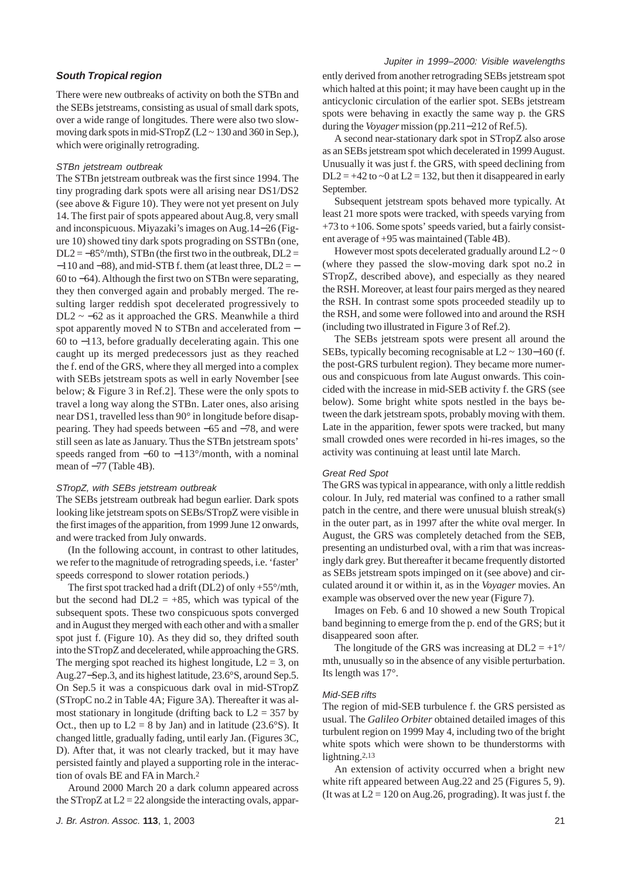### South Tropical region

There were new outbreaks of activity on both the STBn and the SEBs jetstreams, consisting as usual of small dark spots, over a wide range of longitudes. There were also two slow-moving dark spots in mid-STropZ (L2 ~ 130 and 360 in Sep.), which were originally retrograding.

#### STBn jetstream outbreak

The STBn jetstream outbreak was the first since 1994. The tiny prograding dark spots were all arising near DS1/DS2 (see above & Figure 10). They were not yet present on July 14. The first pair of spots appeared about Aug.8, very small and inconspicuous. Miyazaki's images on Aug.14−26 (Figure 10) showed tiny dark spots prograding on SSTBn (one, DL2 = −85°/mth), STBn (the first two in the outbreak, DL2 = −110 and −88), and mid-STB f. them (at least three, DL2 = −60 to −64). Although the first two on STBn were separating, they then converged again and probably merged. The resulting larger reddish spot decelerated progressively to DL2 ~ −62 as it approached the GRS. Meanwhile a third spot apparently moved N to STBn and accelerated from −60 to −113, before gradually decelerating again. This one caught up its merged predecessors just as they reached the f. end of the GRS, where they all merged into a complex with SEBs jetstream spots as well in early November [see below; & Figure 3 in Ref.2]. These were the only spots to travel a long way along the STBn. Later ones, also arising near DS1, travelled less than 90° in longitude before disappearing. They had speeds between −65 and −78, and were still seen as late as January. Thus the STBn jetstream spots' speeds ranged from −60 to −113°/month, with a nominal mean of −77 (Table 4B).

#### STropZ, with SEBs jetstream outbreak

The SEBs jetstream outbreak had begun earlier. Dark spots looking like jetstream spots on SEBs/STropZ were visible in the first images of the apparition, from 1999 June 12 onwards, and were tracked from July onwards.

(In the following account, in contrast to other latitudes, we refer to the magnitude of retrograding speeds, i.e. 'faster' speeds correspond to slower rotation periods.)

The first spot tracked had a drift (DL2) of only +55°/mth, but the second had DL2 = +85, which was typical of the subsequent spots. These two conspicuous spots converged and in August they merged with each other and with a smaller spot just f. (Figure 10). As they did so, they drifted south into the STropZ and decelerated, while approaching the GRS. The merging spot reached its highest longitude, L2 = 3, on Aug.27−Sep.3, and its highest latitude, 23.6°S, around Sep.5. On Sep.5 it was a conspicuous dark oval in mid-STropZ (STropC no.2 in Table 4A; Figure 3A). Thereafter it was almost stationary in longitude (drifting back to L2 = 357 by Oct., then up to L2 = 8 by Jan) and in latitude (23.6°S). It changed little, gradually fading, until early Jan. (Figures 3C, D). After that, it was not clearly tracked, but it may have persisted faintly and played a supporting role in the interaction of ovals BE and FA in March.[2]

Around 2000 March 20 a dark column appeared across the STropZ at L2 = 22 alongside the interacting ovals, apparently derived from another retrograding SEBs jetstream spot which halted at this point; it may have been caught up in the anticyclonic circulation of the earlier spot. SEBs jetstream spots were behaving in exactly the same way p. the GRS during the *Voyager* mission (pp.211−212 of Ref.5).

A second near-stationary dark spot in STropZ also arose as an SEBs jetstream spot which decelerated in 1999 August. Unusually it was just f. the GRS, with speed declining from DL2 = +42 to ~0 at L2 = 132, but then it disappeared in early September.

Subsequent jetstream spots behaved more typically. At least 21 more spots were tracked, with speeds varying from +73 to +106. Some spots' speeds varied, but a fairly consistent average of +95 was maintained (Table 4B).

However most spots decelerated gradually around L2 ~ 0 (where they passed the slow-moving dark spot no.2 in STropZ, described above), and especially as they neared the RSH. Moreover, at least four pairs merged as they neared the RSH. In contrast some spots proceeded steadily up to the RSH, and some were followed into and around the RSH (including two illustrated in Figure 3 of Ref.2).

The SEBs jetstream spots were present all around the SEBs, typically becoming recognisable at L2 ~ 130−160 (f. the post-GRS turbulent region). They became more numerous and conspicuous from late August onwards. This coincided with the increase in mid-SEB activity f. the GRS (see below). Some bright white spots nestled in the bays between the dark jetstream spots, probably moving with them. Late in the apparition, fewer spots were tracked, but many small crowded ones were recorded in hi-res images, so the activity was continuing at least until late March.

#### Great Red Spot

The GRS was typical in appearance, with only a little reddish colour. In July, red material was confined to a rather small patch in the centre, and there were unusual bluish streak(s) in the outer part, as in 1997 after the white oval merger. In August, the GRS was completely detached from the SEB, presenting an undisturbed oval, with a rim that was increasingly dark grey. But thereafter it became frequently distorted as SEBs jetstream spots impinged on it (see above) and circulated around it or within it, as in the *Voyager* movies. An example was observed over the new year (Figure 7).

Images on Feb. 6 and 10 showed a new South Tropical band beginning to emerge from the p. end of the GRS; but it disappeared soon after.

The longitude of the GRS was increasing at DL2 = +1°/mth, unusually so in the absence of any visible perturbation. Its length was 17°.

#### Mid-SEB rifts

The region of mid-SEB turbulence f. the GRS persisted as usual. The *Galileo Orbiter* obtained detailed images of this turbulent region on 1999 May 4, including two of the bright white spots which were shown to be thunderstorms with lightning.[2,13]

An extension of activity occurred when a bright new white rift appeared between Aug.22 and 25 (Figures 5, 9). (It was at L2 = 120 on Aug.26, prograding). It was just f. the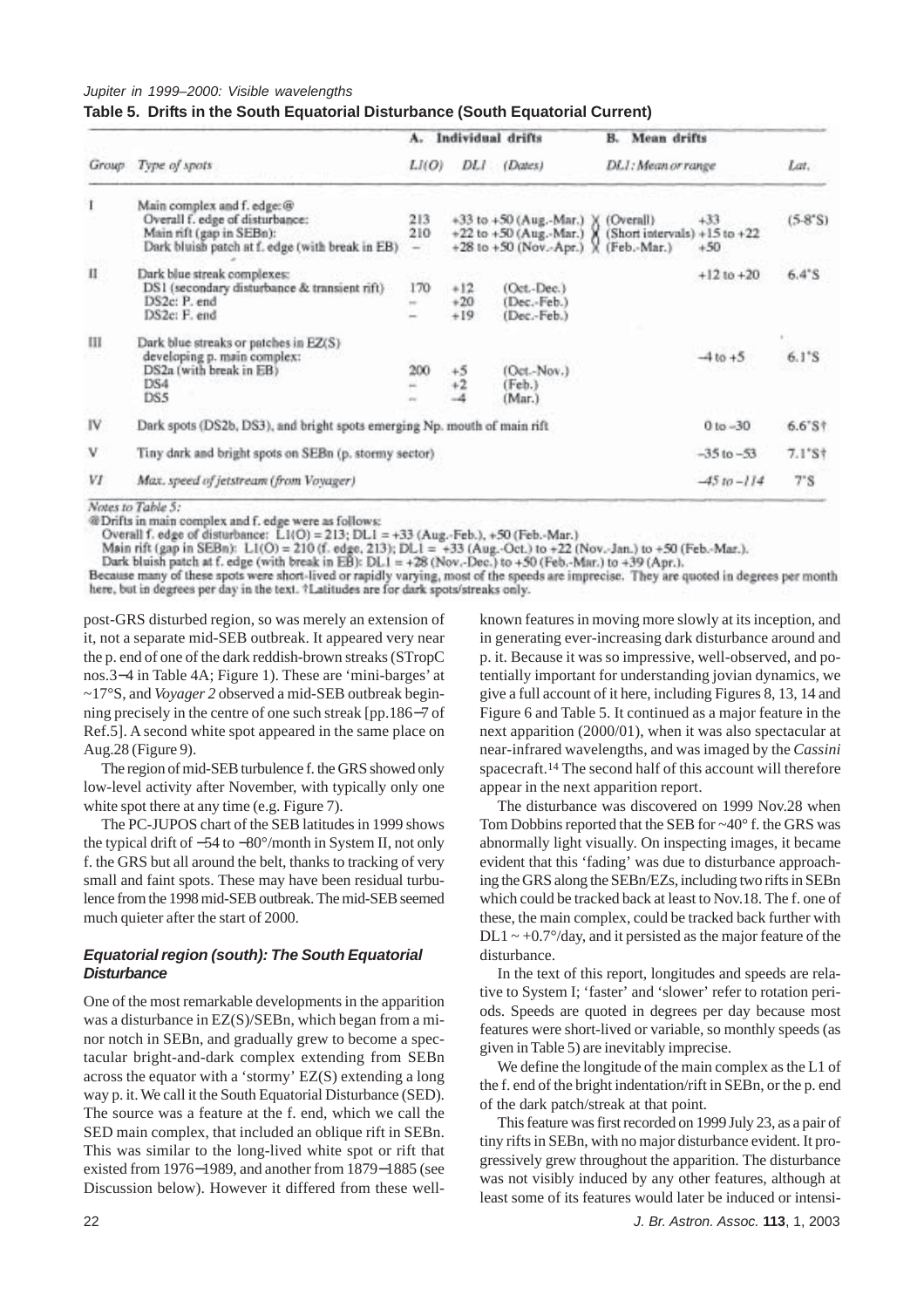**Table 5. Drifts in the South Equatorial Disturbance (South Equatorial Current)**

| Group | Type of spots | A. Individual drifts | | | B. Mean drifts | Lat. |
|---|---|---|---|---|---|---|
| | | L1(O) | DL1 | (Dates) | DL1: Mean or range | |
| I | Main complex and f. edge:@ | | | | | |
| | Overall f. edge of disturbance: | 213 | +33 to +50 (Aug.-Mar.) | | (Overall) +33 | (5-8°S) |
| | Main rift (gap in SEBn): | 210 | +22 to +50 (Aug.-Mar.) | | (Short intervals) +15 to +22 | |
| | Dark bluish patch at f. edge (with break in EB) | – | +28 to +50 (Nov.-Apr.) | | (Feb.-Mar.) +50 | |
| II | Dark blue streak complexes: | | | | +12 to +20 | 6.4°S |
| | DS1 (secondary disturbance & transient rift) | 170 | +12 | (Oct.-Dec.) | | |
| | DS2c: P. end | – | +20 | (Dec.-Feb.) | | |
| | DS2c: F. end | – | +19 | (Dec.-Feb.) | | |
| III | Dark blue streaks or patches in EZ(S) developing p. main complex: | | | | –4 to +5 | 6.1°S |
| | DS2a (with break in EB) | 200 | +5 | (Oct.-Nov.) | | |
| | DS4 | – | +2 | (Feb.) | | |
| | DS5 | – | –4 | (Mar.) | | |
| IV | Dark spots (DS2b, DS3), and bright spots emerging Np. mouth of main rift | | | | 0 to –30 | 6.6°S† |
| V | Tiny dark and bright spots on SEBn (p. stormy sector) | | | | –35 to –53 | 7.1°S† |
| VI | *Max. speed of jetstream (from Voyager)* | | | | –45 to –114 | 7°S |

*Notes to Table 5:*

@Drifts in main complex and f. edge were as follows:

Overall f. edge of disturbance: L1(O) = 213; DL1 = +33 (Aug.-Feb.), +50 (Feb.-Mar.)

Main rift (gap in SEBn): L1(O) = 210 (f. edge, 213); DL1 = +33 (Aug.-Oct.) to +22 (Nov.-Jan.) to +50 (Feb.-Mar.).

Dark bluish patch at f. edge (with break in EB): DL1 = +28 (Nov.-Dec.) to +50 (Feb.-Mar.) to +39 (Apr.).

Because many of these spots were short-lived or rapidly varying, most of the speeds are imprecise. They are quoted in degrees per month here, but in degrees per day in the text. †Latitudes are for dark spots/streaks only.

post-GRS disturbed region, so was merely an extension of it, not a separate mid-SEB outbreak. It appeared very near the p. end of one of the dark reddish-brown streaks (STropC nos.3–4 in Table 4A; Figure 1). These are 'mini-barges' at ~17°S, and *Voyager 2* observed a mid-SEB outbreak beginning precisely in the centre of one such streak [pp.186–7 of Ref.5]. A second white spot appeared in the same place on Aug.28 (Figure 9).

The region of mid-SEB turbulence f. the GRS showed only low-level activity after November, with typically only one white spot there at any time (e.g. Figure 7).

The PC-JUPOS chart of the SEB latitudes in 1999 shows the typical drift of −54 to −80°/month in System II, not only f. the GRS but all around the belt, thanks to tracking of very small and faint spots. These may have been residual turbulence from the 1998 mid-SEB outbreak. The mid-SEB seemed much quieter after the start of 2000.

### Equatorial region (south): The South Equatorial Disturbance

One of the most remarkable developments in the apparition was a disturbance in EZ(S)/SEBn, which began from a minor notch in SEBn, and gradually grew to become a spectacular bright-and-dark complex extending from SEBn across the equator with a 'stormy' EZ(S) extending a long way p. it. We call it the South Equatorial Disturbance (SED). The source was a feature at the f. end, which we call the SED main complex, that included an oblique rift in SEBn. This was similar to the long-lived white spot or rift that existed from 1976–1989, and another from 1879–1885 (see Discussion below). However it differed from these well-known features in moving more slowly at its inception, and in generating ever-increasing dark disturbance around and p. it. Because it was so impressive, well-observed, and potentially important for understanding jovian dynamics, we give a full account of it here, including Figures 8, 13, 14 and Figure 6 and Table 5. It continued as a major feature in the next apparition (2000/01), when it was also spectacular at near-infrared wavelengths, and was imaged by the *Cassini* spacecraft.[14] The second half of this account will therefore appear in the next apparition report.

The disturbance was discovered on 1999 Nov.28 when Tom Dobbins reported that the SEB for ~40° f. the GRS was abnormally light visually. On inspecting images, it became evident that this 'fading' was due to disturbance approaching the GRS along the SEBn/EZs, including two rifts in SEBn which could be tracked back at least to Nov.18. The f. one of these, the main complex, could be tracked back further with DL1 ~ +0.7°/day, and it persisted as the major feature of the disturbance.

In the text of this report, longitudes and speeds are relative to System I; 'faster' and 'slower' refer to rotation periods. Speeds are quoted in degrees per day because most features were short-lived or variable, so monthly speeds (as given in Table 5) are inevitably imprecise.

We define the longitude of the main complex as the L1 of the f. end of the bright indentation/rift in SEBn, or the p. end of the dark patch/streak at that point.

This feature was first recorded on 1999 July 23, as a pair of tiny rifts in SEBn, with no major disturbance evident. It progressively grew throughout the apparition. The disturbance was not visibly induced by any other features, although at least some of its features would later be induced or intensi-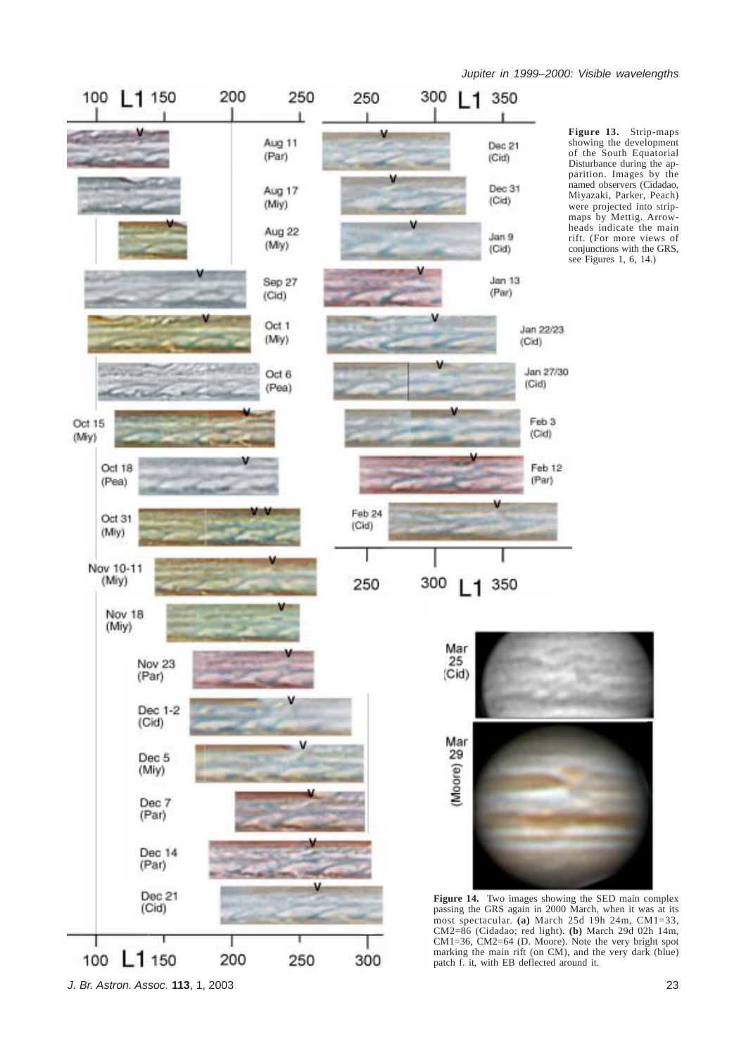**Figure 13.** Strip-maps showing the development of the South Equatorial Disturbance during the apparition. Images by the named observers (Cidadao, Miyazaki, Parker, Peach) were projected into strip-maps by Mettig. Arrowheads indicate the main rift. (For more views of conjunctions with the GRS, see Figures 1, 6, 14.)

**Figure 14.** Two images showing the SED main complex passing the GRS again in 2000 March, when it was at its most spectacular. **(a)** March 25d 19h 24m, CM1=33, CM2=86 (Cidadao; red light). **(b)** March 29d 02h 14m, CM1=36, CM2=64 (D. Moore). Note the very bright spot marking the main rift (on CM), and the very dark (blue) patch f. it, with EB deflected around it.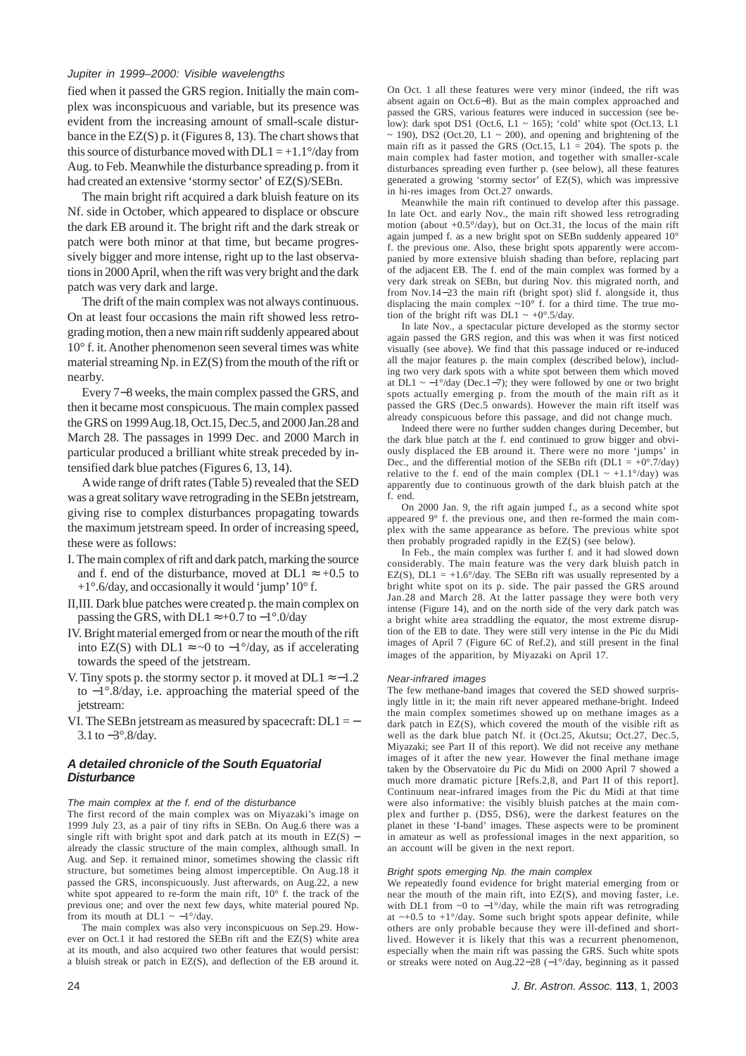fied when it passed the GRS region. Initially the main complex was inconspicuous and variable, but its presence was evident from the increasing amount of small-scale disturbance in the EZ(S) p. it (Figures 8, 13). The chart shows that this source of disturbance moved with DL1 = +1.1°/day from Aug. to Feb. Meanwhile the disturbance spreading p. from it had created an extensive 'stormy sector' of EZ(S)/SEBn.

The main bright rift acquired a dark bluish feature on its Nf. side in October, which appeared to displace or obscure the dark EB around it. The bright rift and the dark streak or patch were both minor at that time, but became progressively bigger and more intense, right up to the last observations in 2000 April, when the rift was very bright and the dark patch was very dark and large.

The drift of the main complex was not always continuous. On at least four occasions the main rift showed less retrograding motion, then a new main rift suddenly appeared about 10° f. it. Another phenomenon seen several times was white material streaming Np. in EZ(S) from the mouth of the rift or nearby.

Every 7−8 weeks, the main complex passed the GRS, and then it became most conspicuous. The main complex passed the GRS on 1999 Aug.18, Oct.15, Dec.5, and 2000 Jan.28 and March 28. The passages in 1999 Dec. and 2000 March in particular produced a brilliant white streak preceded by intensified dark blue patches (Figures 6, 13, 14).

A wide range of drift rates (Table 5) revealed that the SED was a great solitary wave retrograding in the SEBn jetstream, giving rise to complex disturbances propagating towards the maximum jetstream speed. In order of increasing speed, these were as follows:

- I. The main complex of rift and dark patch, marking the source and f. end of the disturbance, moved at DL1 ≈ +0.5 to +1°.6/day, and occasionally it would 'jump' 10° f.
- II,III. Dark blue patches were created p. the main complex on passing the GRS, with DL1 ≈ +0.7 to −1°.0/day
- IV. Bright material emerged from or near the mouth of the rift into EZ(S) with DL1 ≈ ~0 to −1°/day, as if accelerating towards the speed of the jetstream.
- V. Tiny spots p. the stormy sector p. it moved at DL1 ≈ −1.2 to −1°.8/day, i.e. approaching the material speed of the jetstream:
- VI. The SEBn jetstream as measured by spacecraft: DL1 = −3.1 to −3°.8/day.

## A detailed chronicle of the South Equatorial Disturbance

*The main complex at the f. end of the disturbance*

The first record of the main complex was on Miyazaki's image on 1999 July 23, as a pair of tiny rifts in SEBn. On Aug.6 there was a single rift with bright spot and dark patch at its mouth in EZ(S) − already the classic structure of the main complex, although small. In Aug. and Sep. it remained minor, sometimes showing the classic rift structure, but sometimes being almost imperceptible. On Aug.18 it passed the GRS, inconspicuously. Just afterwards, on Aug.22, a new white spot appeared to re-form the main rift, 10° f. the track of the previous one; and over the next few days, white material poured Np. from its mouth at DL1 ~ −1°/day.

The main complex was also very inconspicuous on Sep.29. However on Oct.1 it had restored the SEBn rift and the EZ(S) white area at its mouth, and also acquired two other features that would persist: a bluish streak or patch in EZ(S), and deflection of the EB around it. On Oct. 1 all these features were very minor (indeed, the rift was absent again on Oct.6−8). But as the main complex approached and passed the GRS, various features were induced in succession (see below): dark spot DS1 (Oct.6, L1 ~ 165); 'cold' white spot (Oct.13, L1 ~ 190), DS2 (Oct.20, L1 ~ 200), and opening and brightening of the main rift as it passed the GRS (Oct.15, L1 = 204). The spots p. the main complex had faster motion, and together with smaller-scale disturbances spreading even further p. (see below), all these features generated a growing 'stormy sector' of EZ(S), which was impressive in hi-res images from Oct.27 onwards.

Meanwhile the main rift continued to develop after this passage. In late Oct. and early Nov., the main rift showed less retrograding motion (about +0.5°/day), but on Oct.31, the locus of the main rift again jumped f. as a new bright spot on SEBn suddenly appeared 10° f. the previous one. Also, these bright spots apparently were accompanied by more extensive bluish shading than before, replacing part of the adjacent EB. The f. end of the main complex was formed by a very dark streak on SEBn, but during Nov. this migrated north, and from Nov.14−23 the main rift (bright spot) slid f. alongside it, thus displacing the main complex ~10° f. for a third time. The true motion of the bright rift was DL1 ~ +0°.5/day.

In late Nov., a spectacular picture developed as the stormy sector again passed the GRS region, and this was when it was first noticed visually (see above). We find that this passage induced or re-induced all the major features p. the main complex (described below), including two very dark spots with a white spot between them which moved at DL1 ~ −1°/day (Dec.1−7); they were followed by one or two bright spots actually emerging p. from the mouth of the main rift as it passed the GRS (Dec.5 onwards). However the main rift itself was already conspicuous before this passage, and did not change much.

Indeed there were no further sudden changes during December, but the dark blue patch at the f. end continued to grow bigger and obviously displaced the EB around it. There were no more 'jumps' in Dec., and the differential motion of the SEBn rift (DL1 = +0°.7/day) relative to the f. end of the main complex (DL1 ~ +1.1°/day) was apparently due to continuous growth of the dark bluish patch at the f. end.

On 2000 Jan. 9, the rift again jumped f., as a second white spot appeared 9° f. the previous one, and then re-formed the main complex with the same appearance as before. The previous white spot then probably prograded rapidly in the EZ(S) (see below).

In Feb., the main complex was further f. and it had slowed down considerably. The main feature was the very dark bluish patch in EZ(S), DL1 = +1.6°/day. The SEBn rift was usually represented by a bright white spot on its p. side. The pair passed the GRS around Jan.28 and March 28. At the latter passage they were both very intense (Figure 14), and on the north side of the very dark patch was a bright white area straddling the equator, the most extreme disruption of the EB to date. They were still very intense in the Pic du Midi images of April 7 (Figure 6C of Ref.2), and still present in the final images of the apparition, by Miyazaki on April 17.

*Near-infrared images*

The few methane-band images that covered the SED showed surprisingly little in it; the main rift never appeared methane-bright. Indeed the main complex sometimes showed up on methane images as a dark patch in EZ(S), which covered the mouth of the visible rift as well as the dark blue patch Nf. it (Oct.25, Akutsu; Oct.27, Dec.5, Miyazaki; see Part II of this report). We did not receive any methane images of it after the new year. However the final methane image taken by the Observatoire du Pic du Midi on 2000 April 7 showed a much more dramatic picture [Refs.2,8, and Part II of this report]. Continuum near-infrared images from the Pic du Midi at that time were also informative: the visibly bluish patches at the main complex and further p. (DS5, DS6), were the darkest features on the planet in these 'I-band' images. These aspects were to be prominent in amateur as well as professional images in the next apparition, so an account will be given in the next report.

*Bright spots emerging Np. the main complex*

We repeatedly found evidence for bright material emerging from or near the mouth of the main rift, into EZ(S), and moving faster, i.e. with DL1 from ~0 to −1°/day, while the main rift was retrograding at ~+0.5 to +1°/day. Some such bright spots appear definite, while others are only probable because they were ill-defined and short-lived. However it is likely that this was a recurrent phenomenon, especially when the main rift was passing the GRS. Such white spots or streaks were noted on Aug.22−28 (−1°/day, beginning as it passed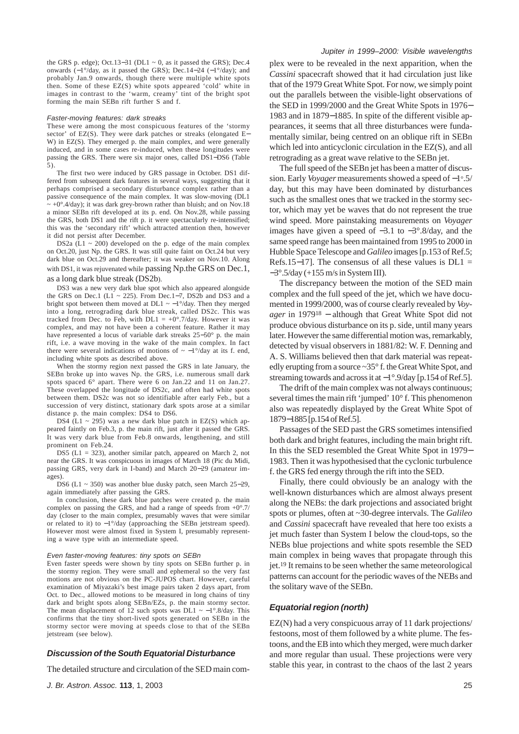the GRS p. edge); Oct.13−31 (DL1 ~ 0, as it passed the GRS); Dec.4 onwards (−1°/day, as it passed the GRS); Dec.14−24 (−1°/day); and probably Jan.9 onwards, though there were multiple white spots then. Some of these EZ(S) white spots appeared 'cold' white in images in contrast to the 'warm, creamy' tint of the bright spot forming the main SEBn rift further S and f.

#### *Faster-moving features: dark streaks*

These were among the most conspicuous features of the 'stormy sector' of EZ(S). They were dark patches or streaks (elongated E−W) in EZ(S). They emerged p. the main complex, and were generally induced, and in some cases re-induced, when these longitudes were passing the GRS. There were six major ones, called DS1−DS6 (Table 5).

The first two were induced by GRS passage in October. DS1 differed from subsequent dark features in several ways, suggesting that it perhaps comprised a secondary disturbance complex rather than a passive consequence of the main complex. It was slow-moving (DL1 ~ +0°.4/day); it was dark grey-brown rather than bluish; and on Nov.18 a minor SEBn rift developed at its p. end. On Nov.28, while passing the GRS, both DS1 and the rift p. it were spectacularly re-intensified; this was the 'secondary rift' which attracted attention then, however it did not persist after December.

DS2a (L1 ~ 200) developed on the p. edge of the main complex on Oct.20, just Np. the GRS. It was still quite faint on Oct.24 but very dark blue on Oct.29 and thereafter; it was weaker on Nov.10. Along with DS1, it was rejuvenated while passing Np.the GRS on Dec.1, as a long dark blue streak (DS2b).

DS3 was a new very dark blue spot which also appeared alongside the GRS on Dec.1 (L1 ~ 225). From Dec.1−7, DS2b and DS3 and a bright spot between them moved at DL1 ~ −1°/day. Then they merged into a long, retrograding dark blue streak, called DS2c. This was tracked from Dec. to Feb, with DL1 = +0°.7/day. However it was complex, and may not have been a coherent feature. Rather it may have represented a locus of variable dark streaks 25−50° p. the main rift, i.e. a wave moving in the wake of the main complex. In fact there were several indications of motions of ~ −1°/day at its f. end, including white spots as described above.

When the stormy region next passed the GRS in late January, the SEBn broke up into waves Np. the GRS, i.e. numerous small dark spots spaced 6° apart. There were 6 on Jan.22 and 11 on Jan.27. These overlapped the longitude of DS2c, and often had white spots between them. DS2c was not so identifiable after early Feb., but a succession of very distinct, stationary dark spots arose at a similar distance p. the main complex: DS4 to DS6.

DS4 (L1 ~ 295) was a new dark blue patch in EZ(S) which appeared faintly on Feb.3, p. the main rift, just after it passed the GRS. It was very dark blue from Feb.8 onwards, lengthening, and still prominent on Feb.24.

DS5 (L1 = 323), another similar patch, appeared on March 2, not near the GRS. It was conspicuous in images of March 18 (Pic du Midi, passing GRS, very dark in I-band) and March 20−29 (amateur images).

DS6 (L1 ~ 350) was another blue dusky patch, seen March 25−29, again immediately after passing the GRS.

In conclusion, these dark blue patches were created p. the main complex on passing the GRS, and had a range of speeds from +0°.7/day (closer to the main complex, presumably waves that were similar or related to it) to −1°/day (approaching the SEBn jetstream speed). However most were almost fixed in System I, presumably representing a wave type with an intermediate speed.

#### *Even faster-moving features: tiny spots on SEBn*

Even faster speeds were shown by tiny spots on SEBn further p. in the stormy region. They were small and ephemeral so the very fast motions are not obvious on the PC-JUPOS chart. However, careful examination of Miyazaki's best image pairs taken 2 days apart, from Oct. to Dec., allowed motions to be measured in long chains of tiny dark and bright spots along SEBn/EZs, p. the main stormy sector. The mean displacement of 12 such spots was DL1 ~ −1°.8/day. This confirms that the tiny short-lived spots generated on SEBn in the stormy sector were moving at speeds close to that of the SEBn jetstream (see below).

### *Discussion of the South Equatorial Disturbance*

The detailed structure and circulation of the SED main complex were to be revealed in the next apparition, when the *Cassini* spacecraft showed that it had circulation just like that of the 1979 Great White Spot. For now, we simply point out the parallels between the visible-light observations of the SED in 1999/2000 and the Great White Spots in 1976−1983 and in 1879−1885. In spite of the different visible appearances, it seems that all three disturbances were fundamentally similar, being centred on an oblique rift in SEBn which led into anticyclonic circulation in the EZ(S), and all retrograding as a great wave relative to the SEBn jet.

The full speed of the SEBn jet has been a matter of discussion. Early *Voyager* measurements showed a speed of −1°.5/day, but this may have been dominated by disturbances such as the smallest ones that we tracked in the stormy sector, which may yet be waves that do not represent the true wind speed. More painstaking measurements on *Voyager* images have given a speed of −3.1 to −3°.8/day, and the same speed range has been maintained from 1995 to 2000 in Hubble Space Telescope and *Galileo* images [p.153 of Ref.5; Refs.15−17]. The consensus of all these values is DL1 = −3°.5/day (+155 m/s in System III).

The discrepancy between the motion of the SED main complex and the full speed of the jet, which we have documented in 1999/2000, was of course clearly revealed by *Voyager* in 1979[18] − although that Great White Spot did not produce obvious disturbance on its p. side, until many years later. However the same differential motion was, remarkably, detected by visual observers in 1881/82: W. F. Denning and A. S. Williams believed then that dark material was repeatedly erupting from a source ~35° f. the Great White Spot, and streaming towards and across it at −1°.9/day [p.154 of Ref.5].

The drift of the main complex was not always continuous; several times the main rift 'jumped' 10° f. This phenomenon also was repeatedly displayed by the Great White Spot of 1879−1885 [p.154 of Ref.5].

Passages of the SED past the GRS sometimes intensified both dark and bright features, including the main bright rift. In this the SED resembled the Great White Spot in 1979−1983. Then it was hypothesised that the cyclonic turbulence f. the GRS fed energy through the rift into the SED.

Finally, there could obviously be an analogy with the well-known disturbances which are almost always present along the NEBs: the dark projections and associated bright spots or plumes, often at ~30-degree intervals. The *Galileo* and *Cassini* spacecraft have revealed that here too exists a jet much faster than System I below the cloud-tops, so the NEBs blue projections and white spots resemble the SED main complex in being waves that propagate through this jet.[19] It remains to be seen whether the same meteorological patterns can account for the periodic waves of the NEBs and the solitary wave of the SEBn.

### *Equatorial region (north)*

EZ(N) had a very conspicuous array of 11 dark projections/festoons, most of them followed by a white plume. The festoons, and the EB into which they merged, were much darker and more regular than usual. These projections were very stable this year, in contrast to the chaos of the last 2 years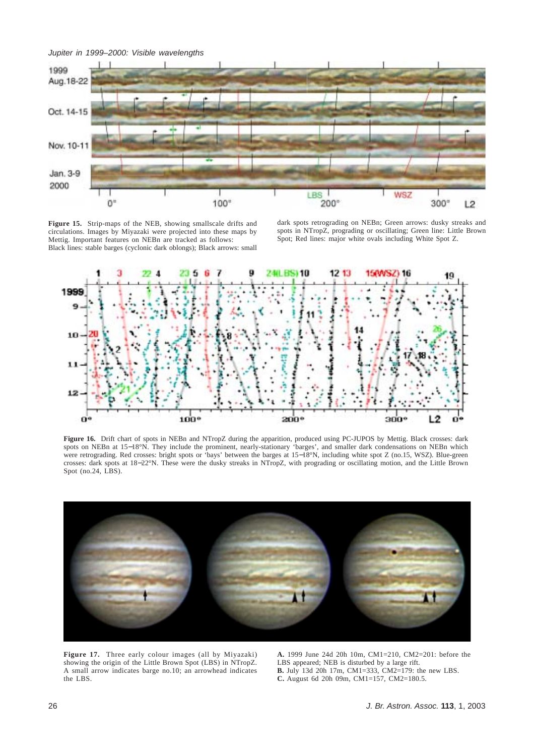**Figure 15.** Strip-maps of the NEB, showing smallscale drifts and circulations. Images by Miyazaki were projected into these maps by Mettig. Important features on NEBn are tracked as follows:
Black lines: stable barges (cyclonic dark oblongs); Black arrows: small dark spots retrograding on NEBn; Green arrows: dusky streaks and spots in NTropZ, prograding or oscillating; Green line: Little Brown Spot; Red lines: major white ovals including White Spot Z.

**Figure 16.** Drift chart of spots in NEBn and NTropZ during the apparition, produced using PC-JUPOS by Mettig. Black crosses: dark spots on NEBn at 15–18°N. They include the prominent, nearly-stationary 'barges', and smaller dark condensations on NEBn which were retrograding. Red crosses: bright spots or 'bays' between the barges at 15–18°N, including white spot Z (no.15, WSZ). Blue-green crosses: dark spots at 18–22°N. These were the dusky streaks in NTropZ, with prograding or oscillating motion, and the Little Brown Spot (no.24, LBS).

**Figure 17.** Three early colour images (all by Miyazaki) showing the origin of the Little Brown Spot (LBS) in NTropZ. A small arrow indicates barge no.10; an arrowhead indicates the LBS.

**A.** 1999 June 24d 20h 10m, CM1=210, CM2=201: before the LBS appeared; NEB is disturbed by a large rift.
**B.** July 13d 20h 17m, CM1=333, CM2=179: the new LBS.
**C.** August 6d 20h 09m, CM1=157, CM2=180.5.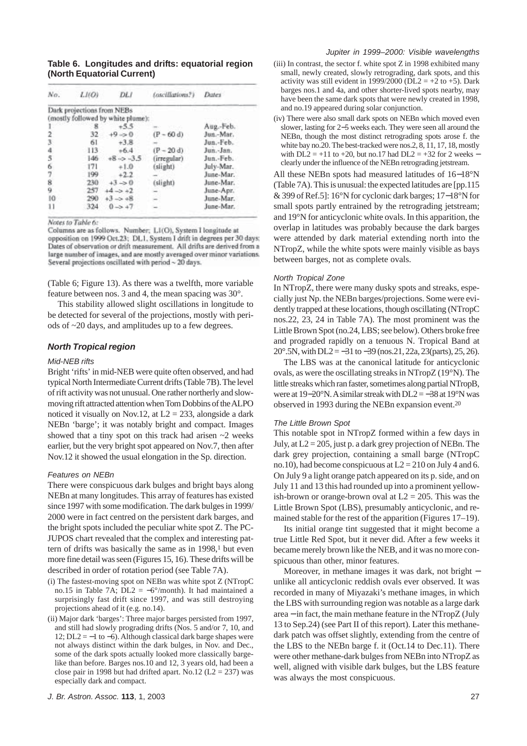**Table 6. Longitudes and drifts: equatorial region (North Equatorial Current)**

| No. | L1(O) | DL1 | (oscillations?) | Dates |
|---|---|---|---|---|
| Dark projections from NEBs (mostly followed by white plume): | | | | |
| 1 | 8 | +5.5 | – | Aug.-Feb. |
| 2 | 32 | +9 -> 0 | (P ~ 60 d) | Jun.-Mar. |
| 3 | 61 | +3.8 | – | Jun.-Feb. |
| 4 | 113 | +6.4 | (P ~ 20 d) | Jun.-Jan. |
| 5 | 146 | +8 -> -3.5 | (irregular) | Jun.-Feb. |
| 6 | 171 | +1.0 | (slight) | July-Mar. |
| 7 | 199 | +2.2 | – | June-Mar. |
| 8 | 230 | +3 -> 0 | (slight) | June-Mar. |
| 9 | 257 | +4 -> +2 | – | June-Apr. |
| 10 | 290 | +3 -> +8 | – | June-Mar. |
| 11 | 324 | 0 -> +7 | – | June-Mar. |

*Notes to Table 6:*

Columns are as follows. Number; L1(O), System I longitude at opposition on 1999 Oct.23; DL1, System I drift in degrees per 30 days; Dates of observation or drift measurement. All drifts are derived from a large number of images, and are mostly averaged over minor variations. Several projections oscillated with period ~ 20 days.

(Table 6; Figure 13). As there was a twelfth, more variable feature between nos. 3 and 4, the mean spacing was 30°.

This stability allowed slight oscillations in longitude to be detected for several of the projections, mostly with periods of ~20 days, and amplitudes up to a few degrees.

## North Tropical region

### Mid-NEB rifts

Bright 'rifts' in mid-NEB were quite often observed, and had typical North Intermediate Current drifts (Table 7B). The level of rift activity was not unusual. One rather northerly and slow-moving rift attracted attention when Tom Dobbins of the ALPO noticed it visually on Nov.12, at L2 = 233, alongside a dark NEBn 'barge'; it was notably bright and compact. Images showed that a tiny spot on this track had arisen ~2 weeks earlier, but the very bright spot appeared on Nov.7, then after Nov.12 it showed the usual elongation in the Sp. direction.

### Features on NEBn

There were conspicuous dark bulges and bright bays along NEBn at many longitudes. This array of features has existed since 1997 with some modification. The dark bulges in 1999/2000 were in fact centred on the persistent dark barges, and the bright spots included the peculiar white spot Z. The PC-JUPOS chart revealed that the complex and interesting pattern of drifts was basically the same as in 1998,[1] but even more fine detail was seen (Figures 15, 16). These drifts will be described in order of rotation period (see Table 7A).

(i) The fastest-moving spot on NEBn was white spot Z (NTropC no.15 in Table 7A; DL2 = −6°/month). It had maintained a surprisingly fast drift since 1997, and was still destroying projections ahead of it (e.g. no.14).

(ii) Major dark 'barges': Three major barges persisted from 1997, and still had slowly prograding drifts (Nos. 5 and/or 7, 10, and 12; DL2 = −1 to −6). Although classical dark barge shapes were not always distinct within the dark bulges, in Nov. and Dec., some of the dark spots actually looked more classically barge-like than before. Barges nos.10 and 12, 3 years old, had been a close pair in 1998 but had drifted apart. No.12 (L2 = 237) was especially dark and compact.

(iii) In contrast, the sector f. white spot Z in 1998 exhibited many small, newly created, slowly retrograding, dark spots, and this activity was still evident in 1999/2000 (DL2 = +2 to +5). Dark barges nos.1 and 4a, and other shorter-lived spots nearby, may have been the same dark spots that were newly created in 1998, and no.19 appeared during solar conjunction.

(iv) There were also small dark spots on NEBn which moved even slower, lasting for 2−5 weeks each. They were seen all around the NEBn, though the most distinct retrograding spots arose f. the white bay no.20. The best-tracked were nos.2, 8, 11, 17, 18, mostly with DL2 = +11 to +20, but no.17 had DL2 = +32 for 2 weeks − clearly under the influence of the NEBn retrograding jetstream.

All these NEBn spots had measured latitudes of 16−18°N (Table 7A). This is unusual: the expected latitudes are [pp.115 & 399 of Ref.5]: 16°N for cyclonic dark barges; 17−18°N for small spots partly entrained by the retrograding jetstream; and 19°N for anticyclonic white ovals. In this apparition, the overlap in latitudes was probably because the dark barges were attended by dark material extending north into the NTropZ, while the white spots were mainly visible as bays between barges, not as complete ovals.

### North Tropical Zone

In NTropZ, there were many dusky spots and streaks, especially just Np. the NEBn barges/projections. Some were evidently trapped at these locations, though oscillating (NTropC nos.22, 23, 24 in Table 7A). The most prominent was the Little Brown Spot (no.24, LBS; see below). Others broke free and prograded rapidly on a tenuous N. Tropical Band at 20°.5N, with DL2 = −31 to −39 (nos.21, 22a, 23(parts), 25, 26).

The LBS was at the canonical latitude for anticyclonic ovals, as were the oscillating streaks in NTropZ (19°N). The little streaks which ran faster, sometimes along partial NTropB, were at 19−20°N. A similar streak with DL2 = −38 at 19°N was observed in 1993 during the NEBn expansion event.[20]

### The Little Brown Spot

This notable spot in NTropZ formed within a few days in July, at L2 = 205, just p. a dark grey projection of NEBn. The dark grey projection, containing a small barge (NTropC no.10), had become conspicuous at L2 = 210 on July 4 and 6. On July 9 a light orange patch appeared on its p. side, and on July 11 and 13 this had rounded up into a prominent yellowish-brown or orange-brown oval at L2 = 205. This was the Little Brown Spot (LBS), presumably anticyclonic, and remained stable for the rest of the apparition (Figures 17–19).

Its initial orange tint suggested that it might become a true Little Red Spot, but it never did. After a few weeks it became merely brown like the NEB, and it was no more conspicuous than other, minor features.

Moreover, in methane images it was dark, not bright − unlike all anticyclonic reddish ovals ever observed. It was recorded in many of Miyazaki's methane images, in which the LBS with surrounding region was notable as a large dark area − in fact, the main methane feature in the NTropZ (July 13 to Sep.24) (see Part II of this report). Later this methane-dark patch was offset slightly, extending from the centre of the LBS to the NEBn barge f. it (Oct.14 to Dec.11). There were other methane-dark bulges from NEBn into NTropZ as well, aligned with visible dark bulges, but the LBS feature was always the most conspicuous.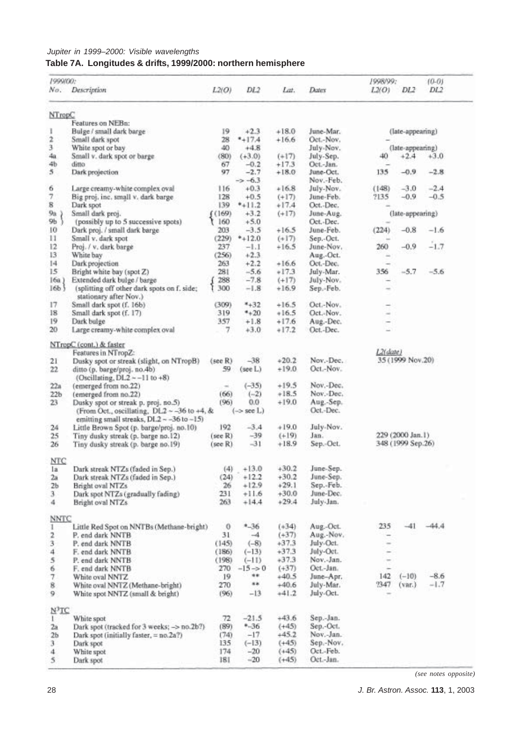*Jupiter in 1999–2000: Visible wavelengths*

**Table 7A. Longitudes & drifts, 1999/2000: northern hemisphere**

| 1999/00: No. | Description | L2(O) | DL2 | Lat. | Dates | 1998/99: L2(O) | DL2 | (0-0) DL2 |
|---|---|---|---|---|---|---|---|---|
| **NTropC** | | | | | | | | |
| | Features on NEBn: | | | | | | | |
| 1 | Bulge / small dark barge | 19 | +2.3 | +18.0 | June-Mar. | (late-appearing) | | |
| 2 | Small dark spot | 28 | *+17.4 | +16.6 | Oct.-Nov. | – | | |
| 3 | White spot or bay | 40 | +4.8 | | July-Nov. | (late-appearing) | | |
| 4a | Small v. dark spot or barge | (80) | (+3.0) | (+17) | July-Sep. | 40 | +2.4 | +3.0 |
| 4b | ditto | 67 | –0.2 | +17.3 | Oct.-Jan. | – | | |
| 5 | Dark projection | 97 | –2.7 | +18.0 | June-Oct. | 135 | –0.9 | –2.8 |
| | | | –> –6.3 | | Nov.-Feb. | | | |
| 6 | Large creamy-white complex oval | 116 | +0.3 | +16.8 | July-Nov. | (148) | –3.0 | –2.4 |
| 7 | Big proj. inc. small v. dark barge | 128 | +0.5 | (+17) | June-Feb. | ?135 | –0.9 | –0.5 |
| 8 | Dark spot | 139 | *+11.2 | +17.4 | Oct.-Dec. | – | | |
| 9a | Small dark proj. | (169) | +3.2 | (+17) | June-Aug. | (late-appearing) | | |
| 9b | (possibly up to 5 successive spots) | 160 | +5.0 | | Oct.-Dec. | – | | |
| 10 | Dark proj. / small dark barge | 203 | –3.5 | +16.5 | June-Feb. | (224) | –0.8 | –1.6 |
| 11 | Small v. dark spot | (229) | *+12.0 | (+17) | Sep.-Oct. | – | | |
| 12 | Proj. / v. dark barge | 237 | –1.1 | +16.5 | June-Nov. | 260 | –0.9 | –1.7 |
| 13 | White bay | (256) | +2.3 | | Aug.-Oct. | – | | |
| 14 | Dark projection | 263 | +2.2 | +16.6 | Oct.-Dec. | – | | |
| 15 | Bright white bay (spot Z) | 281 | –5.6 | +17.3 | July-Mar. | 356 | –5.7 | –5.6 |
| 16a | Extended dark bulge / barge | 288 | –7.8 | (+17) | July-Nov. | – | | |
| 16b | (splitting off other dark spots on f. side; stationary after Nov.) | 300 | –1.8 | +16.9 | Sep.-Feb. | – | | |
| 17 | Small dark spot (f. 16b) | (309) | *+32 | +16.5 | Oct.-Nov. | – | | |
| 18 | Small dark spot (f. 17) | 319 | *+20 | +16.5 | Oct.-Nov. | – | | |
| 19 | Dark bulge | 357 | +1.8 | +17.6 | Aug.-Dec. | – | | |
| 20 | Large creamy-white complex oval | 7 | +3.0 | +17.2 | Oct.-Dec. | – | | |
| **NTropC (cont.) & faster** | | | | | | | | |
| | Features in NTropZ: | | | | | *L2(date)* | | |
| 21 | Dusky spot or streak (slight, on NTropB) | (see R) | –38 | +20.2 | Nov.-Dec. | 35 (1999 Nov.20) | | |
| 22 | ditto (p. barge/proj. no.4b) (Oscillating, DL2 ~ –11 to +8) | 59 | (see L) | +19.0 | Oct.-Nov. | | | |
| 22a | (emerged from no.22) | – | (–35) | +19.5 | Nov.-Dec. | | | |
| 22b | (emerged from no.22) | (66) | (–2) | +18.5 | Nov.-Dec. | | | |
| 23 | Dusky spot or streak p. proj. no.5) (From Oct., oscillating, DL2 ~ –36 to +4, & emitting small streaks, DL2 ~ –36 to –15) | (96) | 0.0 (–> see L) | +19.0 | Aug.-Sep. Oct.-Dec. | | | |
| 24 | Little Brown Spot (p. barge/proj. no.10) | 192 | –3.4 | +19.0 | July-Nov. | | | |
| 25 | Tiny dusky streak (p. barge no.12) | (see R) | –39 | (+19) | Jan. | 229 (2000 Jan.1) | | |
| 26 | Tiny dusky streak (p. barge no.19) | (see R) | –31 | +18.9 | Sep.-Oct. | 348 (1999 Sep.26) | | |
| **NTC** | | | | | | | | |
| 1a | Dark streak NTZs (faded in Sep.) | (4) | +13.0 | +30.2 | June-Sep. | | | |
| 2a | Dark streak NTZs (faded in Sep.) | (24) | +12.2 | +30.2 | June-Sep. | | | |
| 2b | Bright oval NTZs | 26 | +12.9 | +29.1 | Sep.-Feb. | | | |
| 3 | Dark spot NTZs (gradually fading) | 231 | +11.6 | +30.0 | June-Dec. | | | |
| 4 | Bright oval NTZs | 263 | +14.4 | +29.4 | July-Jan. | | | |
| **NNTC** | | | | | | | | |
| 1 | Little Red Spot on NNTBs (Methane-bright) | 0 | *–36 | (+34) | Aug.-Oct. | 235 | –41 | –44.4 |
| 2 | P. end dark NNTB | 31 | –4 | (+37) | Aug.-Nov. | – | | |
| 3 | P. end dark NNTB | (145) | (–8) | +37.3 | July-Oct. | – | | |
| 4 | F. end dark NNTB | (186) | (–13) | +37.3 | July-Oct. | – | | |
| 5 | P. end dark NNTB | (198) | (–11) | +37.3 | Nov.-Jan. | – | | |
| 6 | F. end dark NNTB | 270 | –15 –> 0 | (+37) | Oct.-Jan. | – | | |
| 7 | White oval NNTZ | 19 | ** | +40.5 | June-Apr. | 142 | (–10) | –8.6 |
| 8 | White oval NNTZ (Methane-bright) | 270 | ** | +40.6 | July-Mar. | ?347 | (var.) | –1.7 |
| 9 | White spot NNTZ (small & bright) | (96) | –13 | +41.2 | July-Oct. | – | | |
| **N³TC** | | | | | | | | |
| 1 | White spot | 72 | –21.5 | +43.6 | Sep.-Jan. | | | |
| 2a | Dark spot (tracked for 3 weeks; –> no.2b?) | (89) | *–36 | (+45) | Sep.-Oct. | | | |
| 2b | Dark spot (initially faster, = no.2a?) | (74) | –17 | +45.2 | Nov.-Jan. | | | |
| 3 | Dark spot | 135 | (–13) | (+45) | Sep.-Nov. | | | |
| 4 | White spot | 174 | –20 | (+45) | Oct.-Feb. | | | |
| 5 | Dark spot | 181 | –20 | (+45) | Oct.-Jan. | | | |

*(see notes opposite)*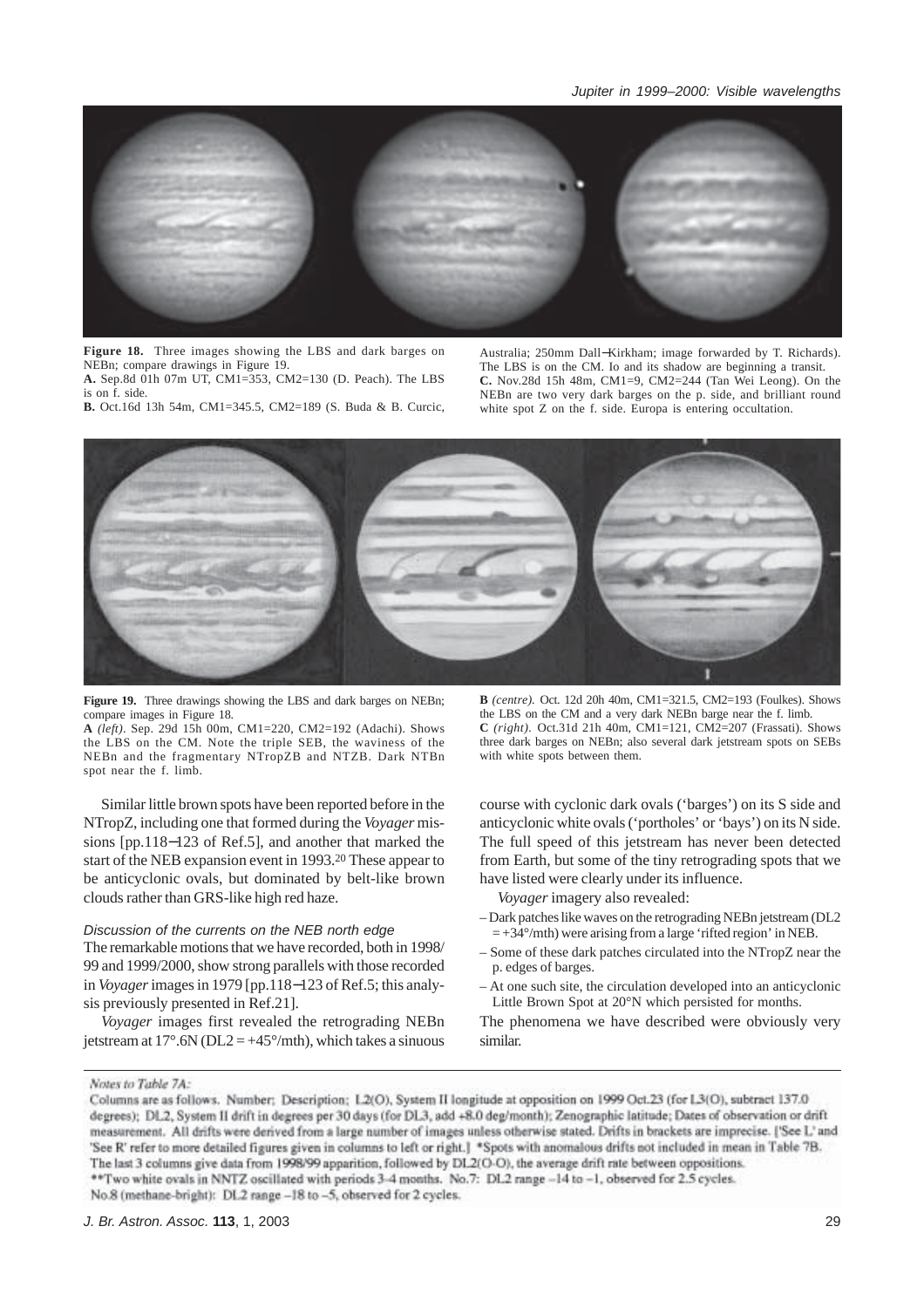**Figure 18.** Three images showing the LBS and dark barges on NEBn; compare drawings in Figure 19.
**A.** Sep.8d 01h 07m UT, CM1=353, CM2=130 (D. Peach). The LBS is on f. side.
**B.** Oct.16d 13h 54m, CM1=345.5, CM2=189 (S. Buda & B. Curcic, Australia; 250mm Dall–Kirkham; image forwarded by T. Richards). The LBS is on the CM. Io and its shadow are beginning a transit.
**C.** Nov.28d 15h 48m, CM1=9, CM2=244 (Tan Wei Leong). On the NEBn are two very dark barges on the p. side, and brilliant round white spot Z on the f. side. Europa is entering occultation.

**Figure 19.** Three drawings showing the LBS and dark barges on NEBn; compare images in Figure 18.
**A** *(left)*. Sep. 29d 15h 00m, CM1=220, CM2=192 (Adachi). Shows the LBS on the CM. Note the triple SEB, the waviness of the NEBn and the fragmentary NTropZB and NTZB. Dark NTBn spot near the f. limb.
**B** *(centre)*. Oct. 12d 20h 40m, CM1=321.5, CM2=193 (Foulkes). Shows the LBS on the CM and a very dark NEBn barge near the f. limb.
**C** *(right)*. Oct.31d 21h 40m, CM1=121, CM2=207 (Frassati). Shows three dark barges on NEBn; also several dark jetstream spots on SEBs with white spots between them.

Similar little brown spots have been reported before in the NTropZ, including one that formed during the *Voyager* missions [pp.118–123 of Ref.5], and another that marked the start of the NEB expansion event in 1993.[20] These appear to be anticyclonic ovals, but dominated by belt-like brown clouds rather than GRS-like high red haze.

### *Discussion of the currents on the NEB north edge*

The remarkable motions that we have recorded, both in 1998/99 and 1999/2000, show strong parallels with those recorded in *Voyager* images in 1979 [pp.118–123 of Ref.5; this analysis previously presented in Ref.21].

*Voyager* images first revealed the retrograding NEBn jetstream at 17°.6N (DL2 = +45°/mth), which takes a sinuous course with cyclonic dark ovals ('barges') on its S side and anticyclonic white ovals ('portholes' or 'bays') on its N side. The full speed of this jetstream has never been detected from Earth, but some of the tiny retrograding spots that we have listed were clearly under its influence.

*Voyager* imagery also revealed:

– Dark patches like waves on the retrograding NEBn jetstream (DL2 = +34°/mth) were arising from a large 'rifted region' in NEB.
– Some of these dark patches circulated into the NTropZ near the p. edges of barges.
– At one such site, the circulation developed into an anticyclonic Little Brown Spot at 20°N which persisted for months.

The phenomena we have described were obviously very similar.

*Notes to Table 7A:*
Columns are as follows. Number; Description; L2(O), System II longitude at opposition on 1999 Oct.23 (for L3(O), subtract 137.0 degrees); DL2, System II drift in degrees per 30 days (for DL3, add +8.0 deg/month); Zenographic latitude; Dates of observation or drift measurement. All drifts were derived from a large number of images unless otherwise stated. Drifts in brackets are imprecise. ['See L' and 'See R' refer to more detailed figures given in columns to left or right.] *Spots with anomalous drifts not included in mean in Table 7B.
The last 3 columns give data from 1998/99 apparition, followed by DL2(O-O), the average drift rate between oppositions.
**Two white ovals in NNTZ oscillated with periods 3-4 months. No.7: DL2 range –14 to –1, observed for 2.5 cycles.
No.8 (methane-bright): DL2 range –18 to –5, observed for 2 cycles.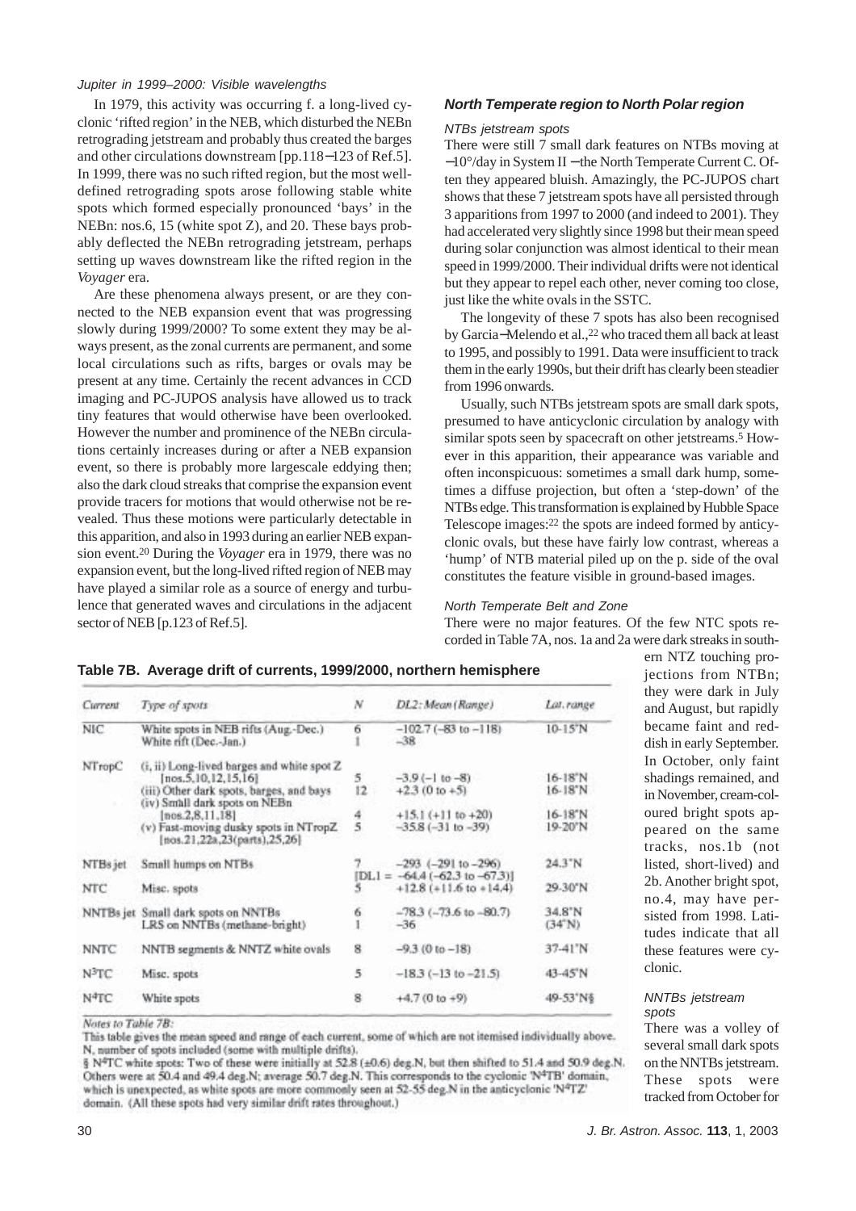In 1979, this activity was occurring f. a long-lived cyclonic 'rifted region' in the NEB, which disturbed the NEBn retrograding jetstream and probably thus created the barges and other circulations downstream [pp.118−123 of Ref.5]. In 1999, there was no such rifted region, but the most well-defined retrograding spots arose following stable white spots which formed especially pronounced 'bays' in the NEBn: nos.6, 15 (white spot Z), and 20. These bays probably deflected the NEBn retrograding jetstream, perhaps setting up waves downstream like the rifted region in the *Voyager* era.

Are these phenomena always present, or are they connected to the NEB expansion event that was progressing slowly during 1999/2000? To some extent they may be always present, as the zonal currents are permanent, and some local circulations such as rifts, barges or ovals may be present at any time. Certainly the recent advances in CCD imaging and PC-JUPOS analysis have allowed us to track tiny features that would otherwise have been overlooked. However the number and prominence of the NEBn circulations certainly increases during or after a NEB expansion event, so there is probably more largescale eddying then; also the dark cloud streaks that comprise the expansion event provide tracers for motions that would otherwise not be revealed. Thus these motions were particularly detectable in this apparition, and also in 1993 during an earlier NEB expansion event.[20] During the *Voyager* era in 1979, there was no expansion event, but the long-lived rifted region of NEB may have played a similar role as a source of energy and turbulence that generated waves and circulations in the adjacent sector of NEB [p.123 of Ref.5].

### *North Temperate region to North Polar region*

#### *NTBs jetstream spots*

There were still 7 small dark features on NTBs moving at −10°/day in System II − the North Temperate Current C. Often they appeared bluish. Amazingly, the PC-JUPOS chart shows that these 7 jetstream spots have all persisted through 3 apparitions from 1997 to 2000 (and indeed to 2001). They had accelerated very slightly since 1998 but their mean speed during solar conjunction was almost identical to their mean speed in 1999/2000. Their individual drifts were not identical but they appear to repel each other, never coming too close, just like the white ovals in the SSTC.

The longevity of these 7 spots has also been recognised by Garcia−Melendo et al.,[22] who traced them all back at least to 1995, and possibly to 1991. Data were insufficient to track them in the early 1990s, but their drift has clearly been steadier from 1996 onwards.

Usually, such NTBs jetstream spots are small dark spots, presumed to have anticyclonic circulation by analogy with similar spots seen by spacecraft on other jetstreams.[5] However in this apparition, their appearance was variable and often inconspicuous: sometimes a small dark hump, sometimes a diffuse projection, but often a 'step-down' of the NTBs edge. This transformation is explained by Hubble Space Telescope images:[22] the spots are indeed formed by anticyclonic ovals, but these have fairly low contrast, whereas a 'hump' of NTB material piled up on the p. side of the oval constitutes the feature visible in ground-based images.

#### *North Temperate Belt and Zone*

There were no major features. Of the few NTC spots recorded in Table 7A, nos. 1a and 2a were dark streaks in southern NTZ touching projections from NTBn; they were dark in July and August, but rapidly became faint and reddish in early September. In October, only faint shadings remained, and in November, cream-coloured bright spots appeared on the same tracks, nos.1b (not listed, short-lived) and 2b. Another bright spot, no.4, may have persisted from 1998. Latitudes indicate that all these features were cyclonic.

#### *NNTBs jetstream spots*

There was a volley of several small dark spots on the NNTBs jetstream. These spots were tracked from October for

**Table 7B. Average drift of currents, 1999/2000, northern hemisphere**

| *Current* | *Type of spots* | *N* | *DL2: Mean (Range)* | *Lat. range* |
|---|---|---|---|---|
| NIC | White spots in NEB rifts (Aug.-Dec.) | 6 | −102.7 (−83 to −118) | 10-15°N |
| | White rift (Dec.-Jan.) | 1 | −38 | |
| NTropC | (i, ii) Long-lived barges and white spot Z [nos.5,10,12,15,16] | 5 | −3.9 (−1 to −8) | 16-18°N |
| | (iii) Other dark spots, barges, and bays | 12 | +2.3 (0 to +5) | 16-18°N |
| | (iv) Small dark spots on NEBn [nos.2,8,11,18] | 4 | +15.1 (+11 to +20) | 16-18°N |
| | (v) Fast-moving dusky spots in NTropZ [nos.21,22a,23(parts),25,26] | 5 | −35.8 (−31 to −39) | 19-20°N |
| NTBs jet | Small humps on NTBs | 7 | −293 (−291 to −296) [DL1 = −64.4 (−62.3 to −67.3)] | 24.3°N |
| NTC | Misc. spots | 5 | +12.8 (+11.6 to +14.4) | 29-30°N |
| NNTBs jet | Small dark spots on NNTBs | 6 | −78.3 (−73.6 to −80.7) | 34.8°N |
| | LRS on NNTBs (methane-bright) | 1 | −36 | (34°N) |
| NNTC | NNTB segments & NNTZ white ovals | 8 | −9.3 (0 to −18) | 37-41°N |
| N³TC | Misc. spots | 5 | −18.3 (−13 to −21.5) | 43-45°N |
| N⁴TC | White spots | 8 | +4.7 (0 to +9) | 49-53°N§ |

*Notes to Table 7B:*

This table gives the mean speed and range of each current, some of which are not itemised individually above. N, number of spots included (some with multiple drifts).

§ N⁴TC white spots: Two of these were initially at 52.8 (±0.6) deg.N, but then shifted to 51.4 and 50.9 deg.N. Others were at 50.4 and 49.4 deg.N; average 50.7 deg.N. This corresponds to the cyclonic 'N⁴TB' domain, which is unexpected, as white spots are more commonly seen at 52-55 deg.N in the anticyclonic 'N⁴TZ' domain. (All these spots had very similar drift rates throughout.)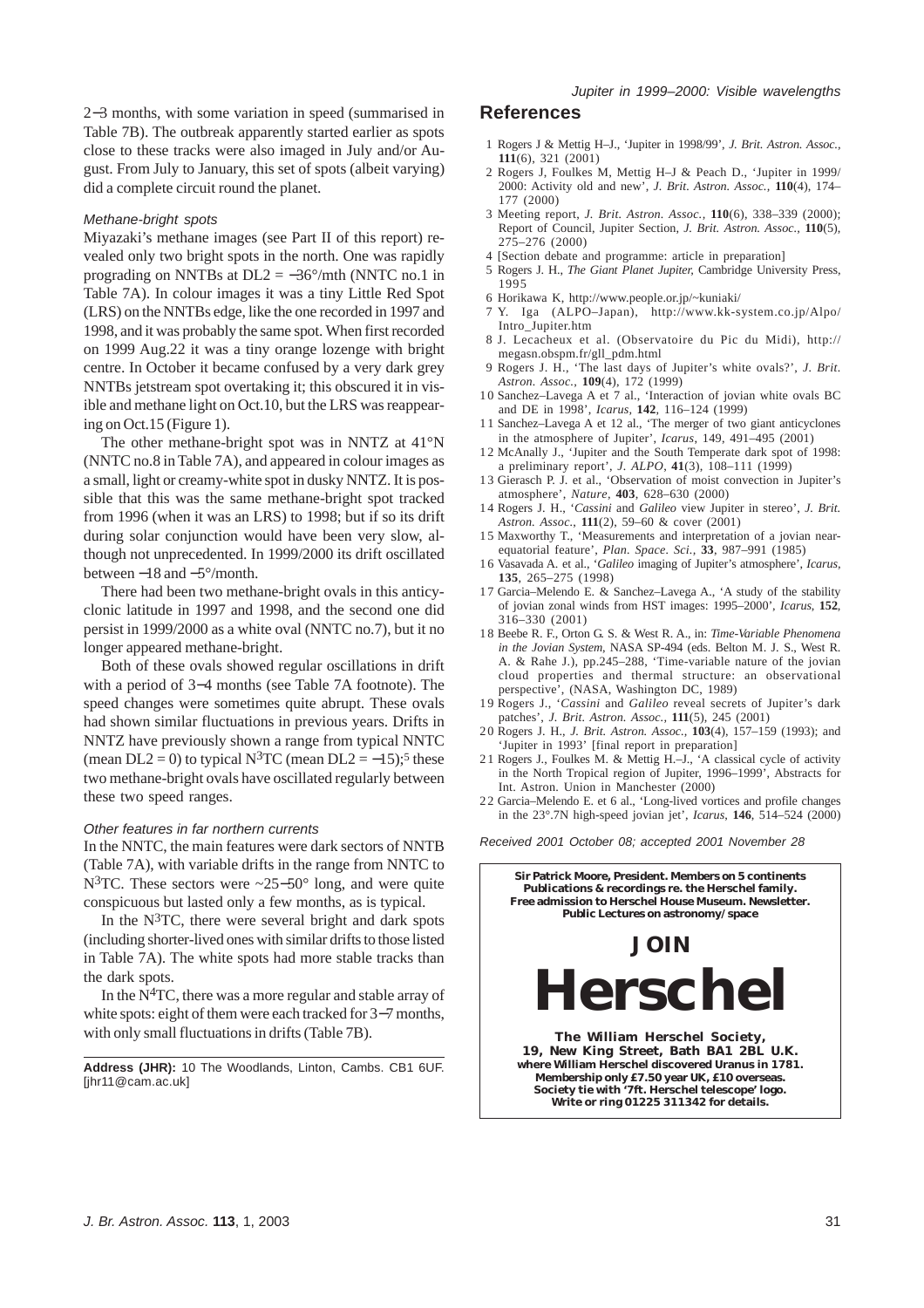2−3 months, with some variation in speed (summarised in Table 7B). The outbreak apparently started earlier as spots close to these tracks were also imaged in July and/or August. From July to January, this set of spots (albeit varying) did a complete circuit round the planet.

### *Methane-bright spots*

Miyazaki's methane images (see Part II of this report) revealed only two bright spots in the north. One was rapidly prograding on NNTBs at DL2 = −36°/mth (NNTC no.1 in Table 7A). In colour images it was a tiny Little Red Spot (LRS) on the NNTBs edge, like the one recorded in 1997 and 1998, and it was probably the same spot. When first recorded on 1999 Aug.22 it was a tiny orange lozenge with bright centre. In October it became confused by a very dark grey NNTBs jetstream spot overtaking it; this obscured it in visible and methane light on Oct.10, but the LRS was reappearing on Oct.15 (Figure 1).

The other methane-bright spot was in NNTZ at 41°N (NNTC no.8 in Table 7A), and appeared in colour images as a small, light or creamy-white spot in dusky NNTZ. It is possible that this was the same methane-bright spot tracked from 1996 (when it was an LRS) to 1998; but if so its drift during solar conjunction would have been very slow, although not unprecedented. In 1999/2000 its drift oscillated between −18 and −5°/month.

There had been two methane-bright ovals in this anticyclonic latitude in 1997 and 1998, and the second one did persist in 1999/2000 as a white oval (NNTC no.7), but it no longer appeared methane-bright.

Both of these ovals showed regular oscillations in drift with a period of 3−4 months (see Table 7A footnote). The speed changes were sometimes quite abrupt. These ovals had shown similar fluctuations in previous years. Drifts in NNTZ have previously shown a range from typical NNTC (mean DL2 = 0) to typical $N^3$TC (mean DL2 = −15);[5] these two methane-bright ovals have oscillated regularly between these two speed ranges.

### *Other features in far northern currents*

In the NNTC, the main features were dark sectors of NNTB (Table 7A), with variable drifts in the range from NNTC to $N^3$TC. These sectors were ~25−50° long, and were quite conspicuous but lasted only a few months, as is typical.

In the $N^3$TC, there were several bright and dark spots (including shorter-lived ones with similar drifts to those listed in Table 7A). The white spots had more stable tracks than the dark spots.

In the $N^4$TC, there was a more regular and stable array of white spots: eight of them were each tracked for 3−7 months, with only small fluctuations in drifts (Table 7B).

**Address (JHR):** 10 The Woodlands, Linton, Cambs. CB1 6UF. [jhr11@cam.ac.uk]

## References

1. Rogers J & Mettig H–J., 'Jupiter in 1998/99', *J. Brit. Astron. Assoc.*, **111**(6), 321 (2001)
2. Rogers J, Foulkes M, Mettig H–J & Peach D., 'Jupiter in 1999/2000: Activity old and new', *J. Brit. Astron. Assoc.*, **110**(4), 174–177 (2000)
3. Meeting report, *J. Brit. Astron. Assoc.*, **110**(6), 338–339 (2000); Report of Council, Jupiter Section, *J. Brit. Astron. Assoc.*, **110**(5), 275–276 (2000)
4. [Section debate and programme: article in preparation]
5. Rogers J. H., *The Giant Planet Jupiter*, Cambridge University Press, 1995
6. Horikawa K, http://www.people.or.jp/~kuniaki/
7. Y. Iga (ALPO–Japan), http://www.kk-system.co.jp/Alpo/Intro_Jupiter.htm
8. J. Lecacheux et al. (Observatoire du Pic du Midi), http://megasn.obspm.fr/gll_pdm.html
9. Rogers J. H., 'The last days of Jupiter's white ovals?', *J. Brit. Astron. Assoc.*, **109**(4), 172 (1999)
10. Sanchez–Lavega A et 7 al., 'Interaction of jovian white ovals BC and DE in 1998', *Icarus*, **142**, 116–124 (1999)
11. Sanchez–Lavega A et 12 al., 'The merger of two giant anticyclones in the atmosphere of Jupiter', *Icarus*, 149, 491–495 (2001)
12. McAnally J., 'Jupiter and the South Temperate dark spot of 1998: a preliminary report', *J. ALPO*, **41**(3), 108–111 (1999)
13. Gierasch P. J. et al., 'Observation of moist convection in Jupiter's atmosphere', *Nature*, **403**, 628–630 (2000)
14. Rogers J. H., '*Cassini* and *Galileo* view Jupiter in stereo', *J. Brit. Astron. Assoc.*, **111**(2), 59–60 & cover (2001)
15. Maxworthy T., 'Measurements and interpretation of a jovian near-equatorial feature', *Plan. Space. Sci.*, **33**, 987–991 (1985)
16. Vasavada A. et al., '*Galileo* imaging of Jupiter's atmosphere', *Icarus*, **135**, 265–275 (1998)
17. Garcia–Melendo E. & Sanchez–Lavega A., 'A study of the stability of jovian zonal winds from HST images: 1995–2000', *Icarus*, **152**, 316–330 (2001)
18. Beebe R. F., Orton G. S. & West R. A., in: *Time-Variable Phenomena in the Jovian System*, NASA SP-494 (eds. Belton M. J. S., West R. A. & Rahe J.), pp.245–288, 'Time-variable nature of the jovian cloud properties and thermal structure: an observational perspective', (NASA, Washington DC, 1989)
19. Rogers J., '*Cassini* and *Galileo* reveal secrets of Jupiter's dark patches', *J. Brit. Astron. Assoc.*, **111**(5), 245 (2001)
20. Rogers J. H., *J. Brit. Astron. Assoc.*, **103**(4), 157–159 (1993); and 'Jupiter in 1993' [final report in preparation]
21. Rogers J., Foulkes M. & Mettig H.–J., 'A classical cycle of activity in the North Tropical region of Jupiter, 1996–1999', Abstracts for Int. Astron. Union in Manchester (2000)
22. Garcia–Melendo E. et 6 al., 'Long-lived vortices and profile changes in the 23°.7N high-speed jovian jet', *Icarus*, **146**, 514–524 (2000)

*Received 2001 October 08; accepted 2001 November 28*

**Sir Patrick Moore, President. Members on 5 continents**
**Publications & recordings re. the Herschel family.**
**Free admission to Herschel House Museum. Newsletter.**
**Public Lectures on astronomy/space**

**JOIN**

**Herschel**

**The William Herschel Society,**
**19, New King Street, Bath BA1 2BL U.K.**
**where William Herschel discovered Uranus in 1781.**
**Membership only £7.50 year UK, £10 overseas.**
**Society tie with '7ft. Herschel telescope' logo.**
**Write or ring 01225 311342 for details.**